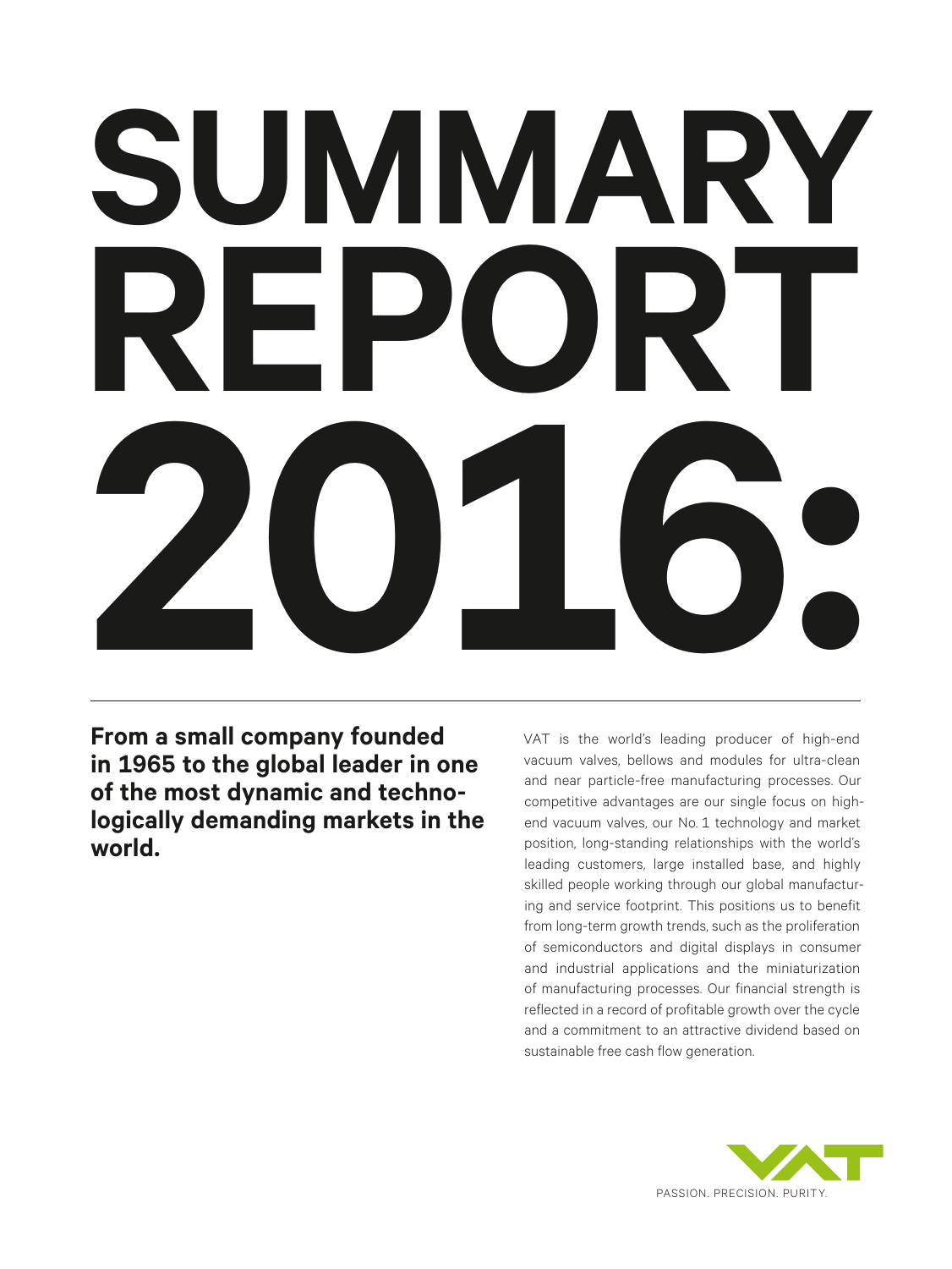# SUMMARY REPORT 2016:

**From a small company founded in 1965 to the global leader in one of the most dynamic and technologically demanding markets in the world.**

VAT is the world's leading producer of high-end vacuum valves, bellows and modules for ultra-clean and near particle-free manufacturing processes. Our competitive advantages are our single focus on high-end vacuum valves, our No. 1 technology and market position, long-standing relationships with the world's leading customers, large installed base, and highly skilled people working through our global manufacturing and service footprint. This positions us to benefit from long-term growth trends, such as the proliferation of semiconductors and digital displays in consumer and industrial applications and the miniaturization of manufacturing processes. Our financial strength is reflected in a record of profitable growth over the cycle and a commitment to an attractive dividend based on sustainable free cash flow generation.

VAT

PASSION. PRECISION. PURITY.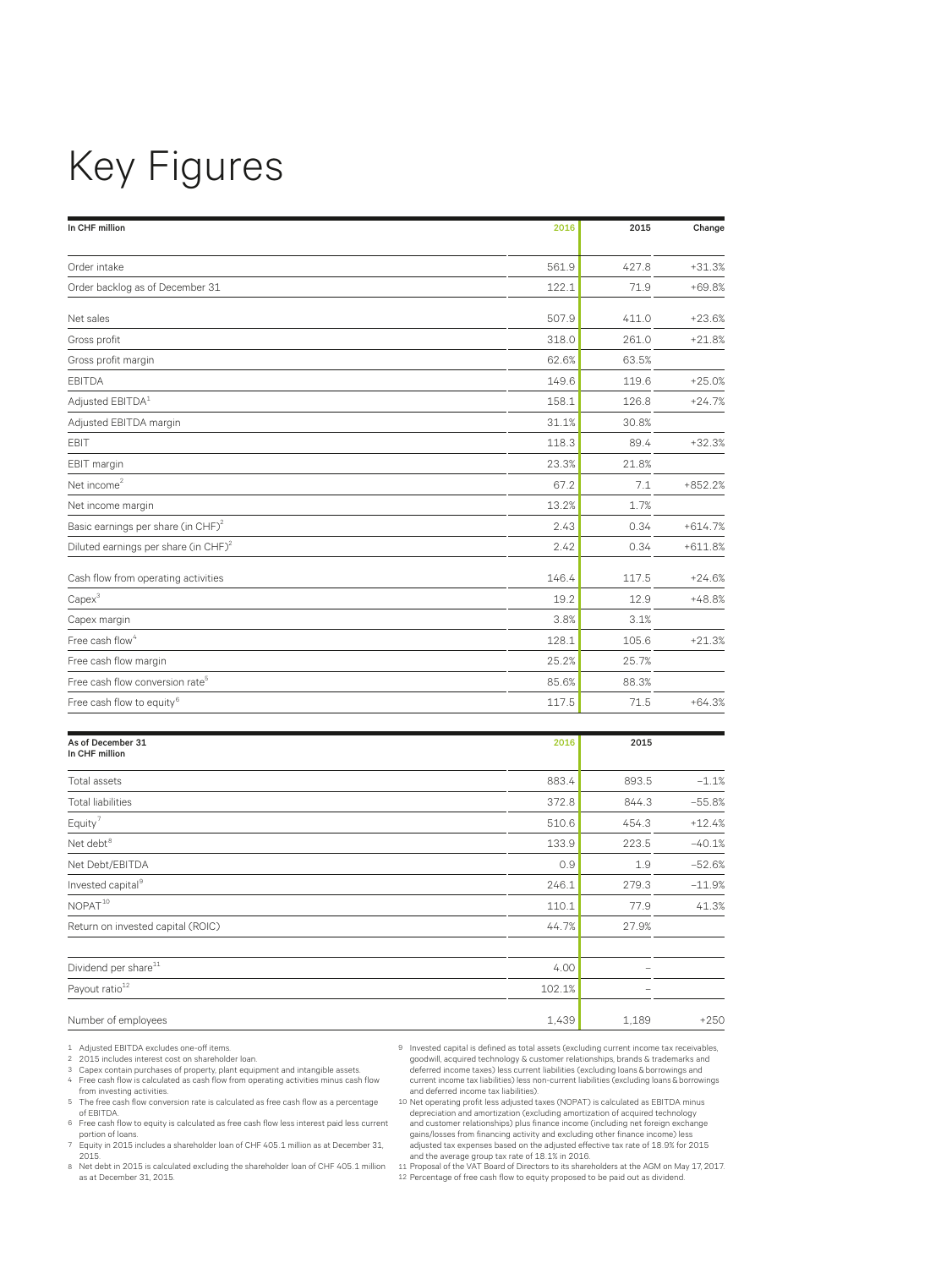# Key Figures

| In CHF million | 2016 | 2015 | Change |
|---|---|---|---|
| Order intake | 561.9 | 427.8 | +31.3% |
| Order backlog as of December 31 | 122.1 | 71.9 | +69.8% |
| Net sales | 507.9 | 411.0 | +23.6% |
| Gross profit | 318.0 | 261.0 | +21.8% |
| Gross profit margin | 62.6% | 63.5% | |
| EBITDA | 149.6 | 119.6 | +25.0% |
| Adjusted EBITDA[1] | 158.1 | 126.8 | +24.7% |
| Adjusted EBITDA margin | 31.1% | 30.8% | |
| EBIT | 118.3 | 89.4 | +32.3% |
| EBIT margin | 23.3% | 21.8% | |
| Net income[2] | 67.2 | 7.1 | +852.2% |
| Net income margin | 13.2% | 1.7% | |
| Basic earnings per share (in CHF)[2] | 2.43 | 0.34 | +614.7% |
| Diluted earnings per share (in CHF)[2] | 2.42 | 0.34 | +611.8% |
| Cash flow from operating activities | 146.4 | 117.5 | +24.6% |
| Capex[3] | 19.2 | 12.9 | +48.8% |
| Capex margin | 3.8% | 3.1% | |
| Free cash flow[4] | 128.1 | 105.6 | +21.3% |
| Free cash flow margin | 25.2% | 25.7% | |
| Free cash flow conversion rate[5] | 85.6% | 88.3% | |
| Free cash flow to equity[6] | 117.5 | 71.5 | +64.3% |

| As of December 31<br>In CHF million | 2016 | 2015 | |
|---|---|---|---|
| Total assets | 883.4 | 893.5 | –1.1% |
| Total liabilities | 372.8 | 844.3 | –55.8% |
| Equity[7] | 510.6 | 454.3 | +12.4% |
| Net debt[8] | 133.9 | 223.5 | –40.1% |
| Net Debt/EBITDA | 0.9 | 1.9 | –52.6% |
| Invested capital[9] | 246.1 | 279.3 | –11.9% |
| NOPAT[10] | 110.1 | 77.9 | 41.3% |
| Return on invested capital (ROIC) | 44.7% | 27.9% | |
| Dividend per share[11] | 4.00 | – | |
| Payout ratio[12] | 102.1% | – | |
| Number of employees | 1,439 | 1,189 | +250 |

1 Adjusted EBITDA excludes one-off items.
2 2015 includes interest cost on shareholder loan.
3 Capex contain purchases of property, plant equipment and intangible assets.
4 Free cash flow is calculated as cash flow from operating activities minus cash flow from investing activities.
5 The free cash flow conversion rate is calculated as free cash flow as a percentage of EBITDA.
6 Free cash flow to equity is calculated as free cash flow less interest paid less current portion of loans.
7 Equity in 2015 includes a shareholder loan of CHF 405.1 million as at December 31, 2015.
8 Net debt in 2015 is calculated excluding the shareholder loan of CHF 405.1 million as at December 31, 2015.
9 Invested capital is defined as total assets (excluding current income tax receivables, goodwill, acquired technology & customer relationships, brands & trademarks and deferred income taxes) less current liabilities (excluding loans & borrowings and current income tax liabilities) less non-current liabilities (excluding loans & borrowings and deferred income tax liabilities).
10 Net operating profit less adjusted taxes (NOPAT) is calculated as EBITDA minus depreciation and amortization (excluding amortization of acquired technology and customer relationships) plus finance income (including net foreign exchange gains/losses from financing activity and excluding other finance income) less adjusted tax expenses based on the adjusted effective tax rate of 18.9% for 2015 and the average group tax rate of 18.1% in 2016.
11 Proposal of the VAT Board of Directors to its shareholders at the AGM on May 17, 2017.
12 Percentage of free cash flow to equity proposed to be paid out as dividend.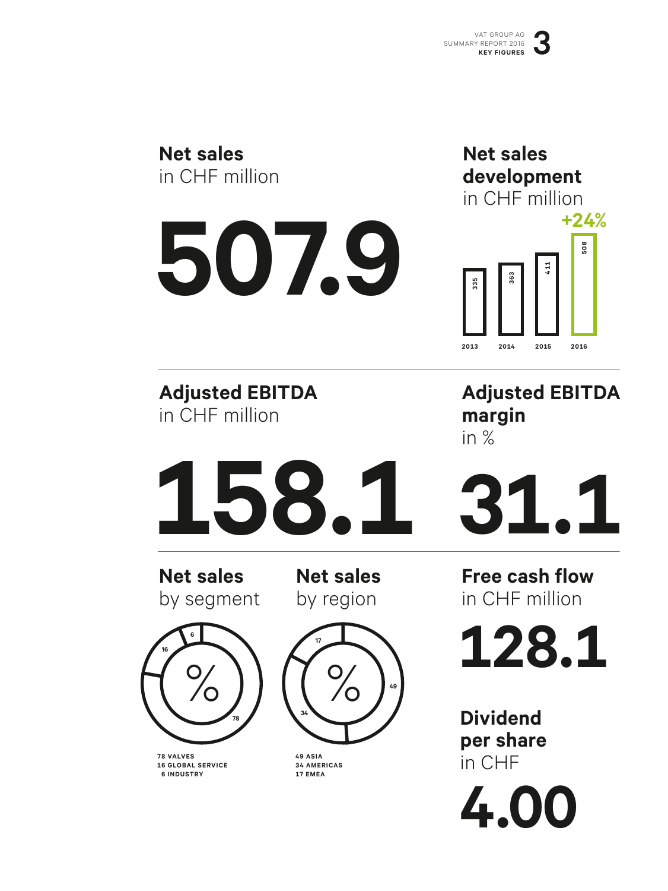## Net sales
in CHF million

**507.9**

## Net sales development
in CHF million

| 2013 | 2014 | 2015 | 2016 |
|---|---|---|---|
| 335 | 363 | 411 | 508 |

+24%

## Adjusted EBITDA
in CHF million

**158.1**

## Adjusted EBITDA margin
in %

**31.1**

## Net sales
by segment

%

78 VALVES
16 GLOBAL SERVICE
6 INDUSTRY

## Net sales
by region

%

49 ASIA
34 AMERICAS
17 EMEA

## Free cash flow
in CHF million

**128.1**

## Dividend per share
in CHF

**4.00**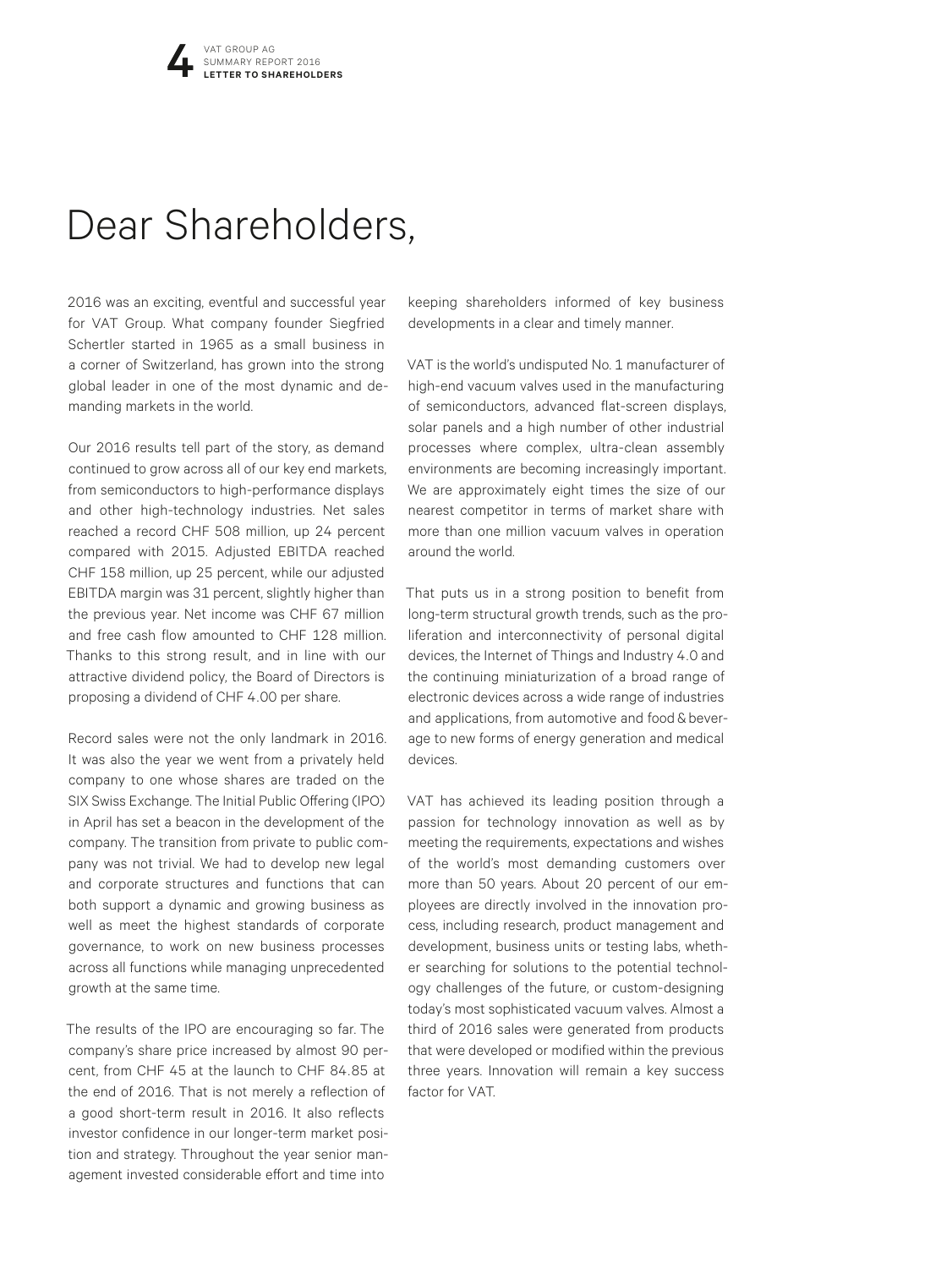# Dear Shareholders,

2016 was an exciting, eventful and successful year for VAT Group. What company founder Siegfried Schertler started in 1965 as a small business in a corner of Switzerland, has grown into the strong global leader in one of the most dynamic and demanding markets in the world.

Our 2016 results tell part of the story, as demand continued to grow across all of our key end markets, from semiconductors to high-performance displays and other high-technology industries. Net sales reached a record CHF 508 million, up 24 percent compared with 2015. Adjusted EBITDA reached CHF 158 million, up 25 percent, while our adjusted EBITDA margin was 31 percent, slightly higher than the previous year. Net income was CHF 67 million and free cash flow amounted to CHF 128 million. Thanks to this strong result, and in line with our attractive dividend policy, the Board of Directors is proposing a dividend of CHF 4.00 per share.

Record sales were not the only landmark in 2016. It was also the year we went from a privately held company to one whose shares are traded on the SIX Swiss Exchange. The Initial Public Offering (IPO) in April has set a beacon in the development of the company. The transition from private to public company was not trivial. We had to develop new legal and corporate structures and functions that can both support a dynamic and growing business as well as meet the highest standards of corporate governance, to work on new business processes across all functions while managing unprecedented growth at the same time.

The results of the IPO are encouraging so far. The company's share price increased by almost 90 percent, from CHF 45 at the launch to CHF 84.85 at the end of 2016. That is not merely a reflection of a good short-term result in 2016. It also reflects investor confidence in our longer-term market position and strategy. Throughout the year senior management invested considerable effort and time into keeping shareholders informed of key business developments in a clear and timely manner.

VAT is the world's undisputed No. 1 manufacturer of high-end vacuum valves used in the manufacturing of semiconductors, advanced flat-screen displays, solar panels and a high number of other industrial processes where complex, ultra-clean assembly environments are becoming increasingly important. We are approximately eight times the size of our nearest competitor in terms of market share with more than one million vacuum valves in operation around the world.

That puts us in a strong position to benefit from long-term structural growth trends, such as the proliferation and interconnectivity of personal digital devices, the Internet of Things and Industry 4.0 and the continuing miniaturization of a broad range of electronic devices across a wide range of industries and applications, from automotive and food & beverage to new forms of energy generation and medical devices.

VAT has achieved its leading position through a passion for technology innovation as well as by meeting the requirements, expectations and wishes of the world's most demanding customers over more than 50 years. About 20 percent of our employees are directly involved in the innovation process, including research, product management and development, business units or testing labs, whether searching for solutions to the potential technology challenges of the future, or custom-designing today's most sophisticated vacuum valves. Almost a third of 2016 sales were generated from products that were developed or modified within the previous three years. Innovation will remain a key success factor for VAT.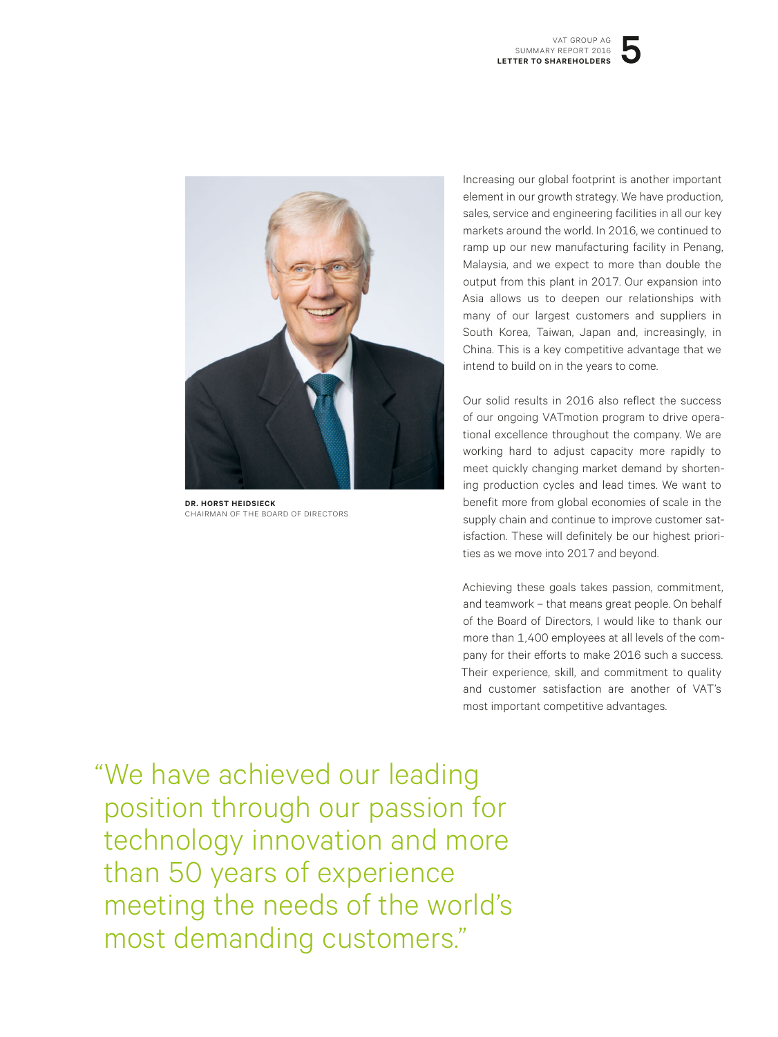**DR. HORST HEIDSIECK**
CHAIRMAN OF THE BOARD OF DIRECTORS

Increasing our global footprint is another important element in our growth strategy. We have production, sales, service and engineering facilities in all our key markets around the world. In 2016, we continued to ramp up our new manufacturing facility in Penang, Malaysia, and we expect to more than double the output from this plant in 2017. Our expansion into Asia allows us to deepen our relationships with many of our largest customers and suppliers in South Korea, Taiwan, Japan and, increasingly, in China. This is a key competitive advantage that we intend to build on in the years to come.

Our solid results in 2016 also reflect the success of our ongoing VATmotion program to drive operational excellence throughout the company. We are working hard to adjust capacity more rapidly to meet quickly changing market demand by shortening production cycles and lead times. We want to benefit more from global economies of scale in the supply chain and continue to improve customer satisfaction. These will definitely be our highest priorities as we move into 2017 and beyond.

Achieving these goals takes passion, commitment, and teamwork – that means great people. On behalf of the Board of Directors, I would like to thank our more than 1,400 employees at all levels of the company for their efforts to make 2016 such a success. Their experience, skill, and commitment to quality and customer satisfaction are another of VAT's most important competitive advantages.

> "We have achieved our leading position through our passion for technology innovation and more than 50 years of experience meeting the needs of the world's most demanding customers."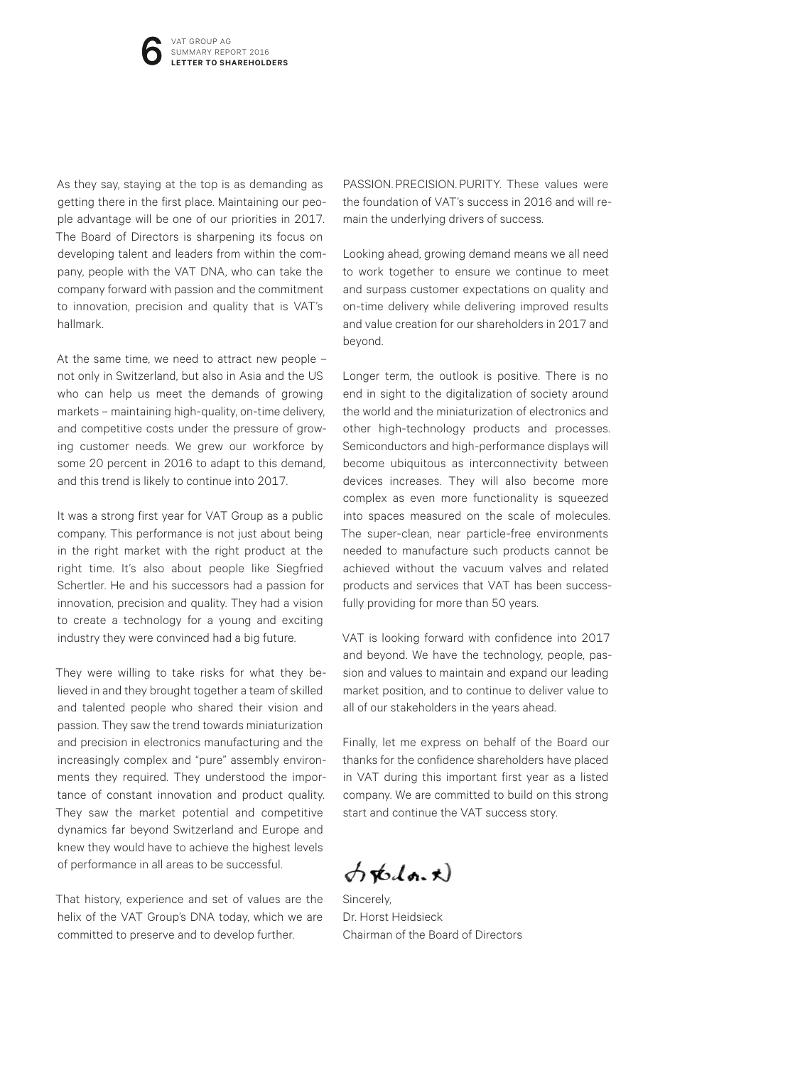As they say, staying at the top is as demanding as getting there in the first place. Maintaining our people advantage will be one of our priorities in 2017. The Board of Directors is sharpening its focus on developing talent and leaders from within the company, people with the VAT DNA, who can take the company forward with passion and the commitment to innovation, precision and quality that is VAT's hallmark.

At the same time, we need to attract new people – not only in Switzerland, but also in Asia and the US who can help us meet the demands of growing markets – maintaining high-quality, on-time delivery, and competitive costs under the pressure of growing customer needs. We grew our workforce by some 20 percent in 2016 to adapt to this demand, and this trend is likely to continue into 2017.

It was a strong first year for VAT Group as a public company. This performance is not just about being in the right market with the right product at the right time. It's also about people like Siegfried Schertler. He and his successors had a passion for innovation, precision and quality. They had a vision to create a technology for a young and exciting industry they were convinced had a big future.

They were willing to take risks for what they believed in and they brought together a team of skilled and talented people who shared their vision and passion. They saw the trend towards miniaturization and precision in electronics manufacturing and the increasingly complex and "pure" assembly environments they required. They understood the importance of constant innovation and product quality. They saw the market potential and competitive dynamics far beyond Switzerland and Europe and knew they would have to achieve the highest levels of performance in all areas to be successful.

That history, experience and set of values are the helix of the VAT Group's DNA today, which we are committed to preserve and to develop further.

PASSION. PRECISION. PURITY. These values were the foundation of VAT's success in 2016 and will remain the underlying drivers of success.

Looking ahead, growing demand means we all need to work together to ensure we continue to meet and surpass customer expectations on quality and on-time delivery while delivering improved results and value creation for our shareholders in 2017 and beyond.

Longer term, the outlook is positive. There is no end in sight to the digitalization of society around the world and the miniaturization of electronics and other high-technology products and processes. Semiconductors and high-performance displays will become ubiquitous as interconnectivity between devices increases. They will also become more complex as even more functionality is squeezed into spaces measured on the scale of molecules. The super-clean, near particle-free environments needed to manufacture such products cannot be achieved without the vacuum valves and related products and services that VAT has been successfully providing for more than 50 years.

VAT is looking forward with confidence into 2017 and beyond. We have the technology, people, passion and values to maintain and expand our leading market position, and to continue to deliver value to all of our stakeholders in the years ahead.

Finally, let me express on behalf of the Board our thanks for the confidence shareholders have placed in VAT during this important first year as a listed company. We are committed to build on this strong start and continue the VAT success story.

Sincerely,
Dr. Horst Heidsieck
Chairman of the Board of Directors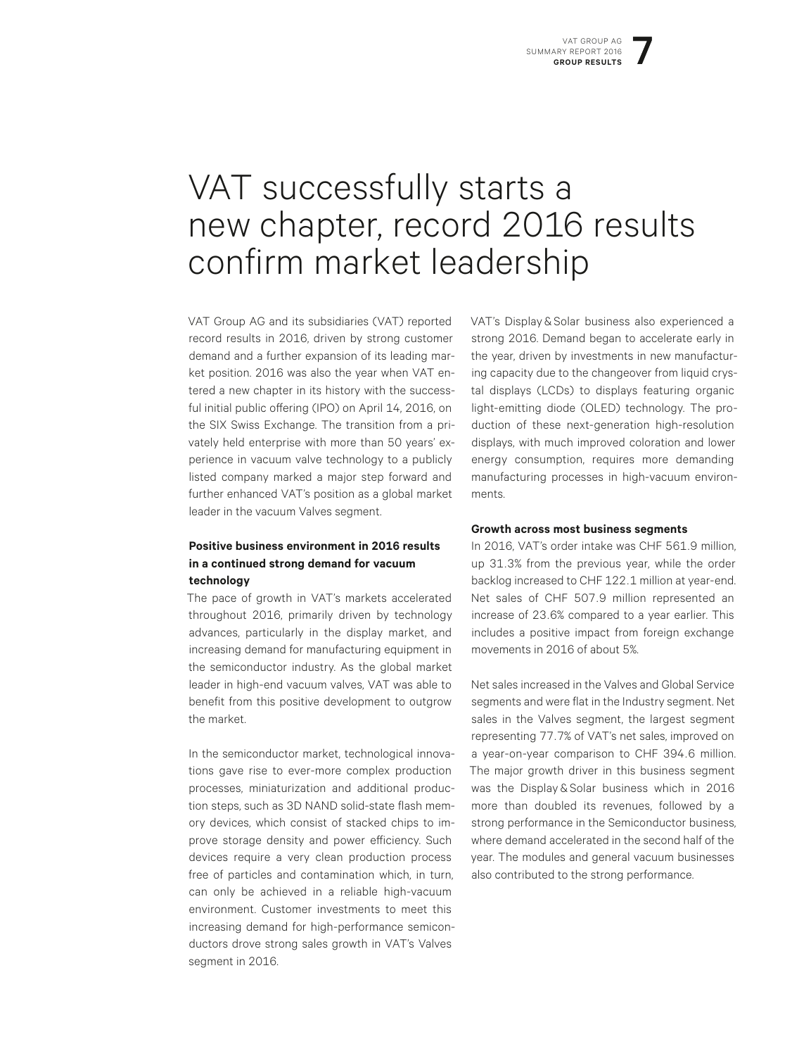# VAT successfully starts a new chapter, record 2016 results confirm market leadership

VAT Group AG and its subsidiaries (VAT) reported record results in 2016, driven by strong customer demand and a further expansion of its leading market position. 2016 was also the year when VAT entered a new chapter in its history with the successful initial public offering (IPO) on April 14, 2016, on the SIX Swiss Exchange. The transition from a privately held enterprise with more than 50 years' experience in vacuum valve technology to a publicly listed company marked a major step forward and further enhanced VAT's position as a global market leader in the vacuum Valves segment.

**Positive business environment in 2016 results in a continued strong demand for vacuum technology**

The pace of growth in VAT's markets accelerated throughout 2016, primarily driven by technology advances, particularly in the display market, and increasing demand for manufacturing equipment in the semiconductor industry. As the global market leader in high-end vacuum valves, VAT was able to benefit from this positive development to outgrow the market.

In the semiconductor market, technological innovations gave rise to ever-more complex production processes, miniaturization and additional production steps, such as 3D NAND solid-state flash memory devices, which consist of stacked chips to improve storage density and power efficiency. Such devices require a very clean production process free of particles and contamination which, in turn, can only be achieved in a reliable high-vacuum environment. Customer investments to meet this increasing demand for high-performance semiconductors drove strong sales growth in VAT's Valves segment in 2016.

VAT's Display & Solar business also experienced a strong 2016. Demand began to accelerate early in the year, driven by investments in new manufacturing capacity due to the changeover from liquid crystal displays (LCDs) to displays featuring organic light-emitting diode (OLED) technology. The production of these next-generation high-resolution displays, with much improved coloration and lower energy consumption, requires more demanding manufacturing processes in high-vacuum environments.

**Growth across most business segments**

In 2016, VAT's order intake was CHF 561.9 million, up 31.3% from the previous year, while the order backlog increased to CHF 122.1 million at year-end. Net sales of CHF 507.9 million represented an increase of 23.6% compared to a year earlier. This includes a positive impact from foreign exchange movements in 2016 of about 5%.

Net sales increased in the Valves and Global Service segments and were flat in the Industry segment. Net sales in the Valves segment, the largest segment representing 77.7% of VAT's net sales, improved on a year-on-year comparison to CHF 394.6 million. The major growth driver in this business segment was the Display & Solar business which in 2016 more than doubled its revenues, followed by a strong performance in the Semiconductor business, where demand accelerated in the second half of the year. The modules and general vacuum businesses also contributed to the strong performance.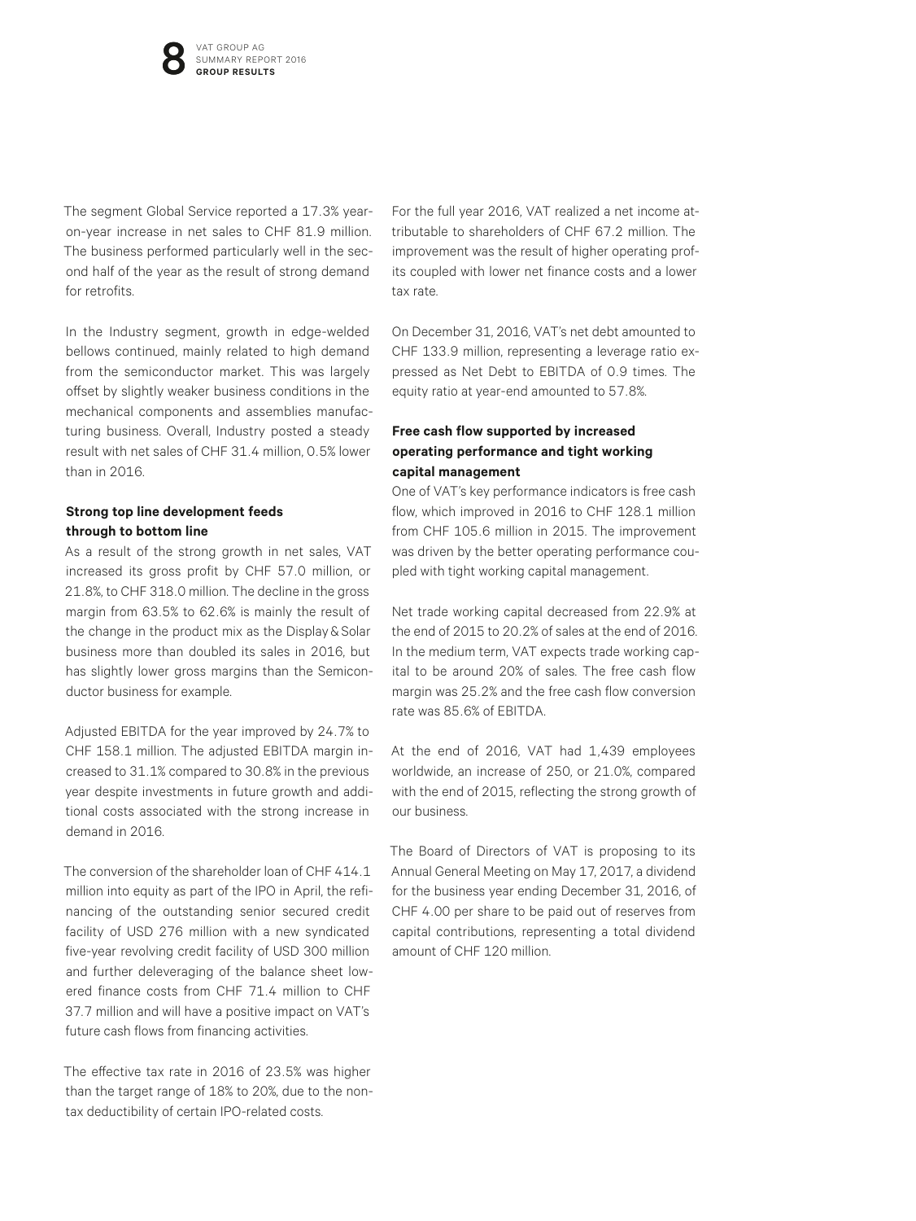The segment Global Service reported a 17.3% year-on-year increase in net sales to CHF 81.9 million. The business performed particularly well in the second half of the year as the result of strong demand for retrofits.

In the Industry segment, growth in edge-welded bellows continued, mainly related to high demand from the semiconductor market. This was largely offset by slightly weaker business conditions in the mechanical components and assemblies manufacturing business. Overall, Industry posted a steady result with net sales of CHF 31.4 million, 0.5% lower than in 2016.

**Strong top line development feeds through to bottom line**

As a result of the strong growth in net sales, VAT increased its gross profit by CHF 57.0 million, or 21.8%, to CHF 318.0 million. The decline in the gross margin from 63.5% to 62.6% is mainly the result of the change in the product mix as the Display & Solar business more than doubled its sales in 2016, but has slightly lower gross margins than the Semiconductor business for example.

Adjusted EBITDA for the year improved by 24.7% to CHF 158.1 million. The adjusted EBITDA margin increased to 31.1% compared to 30.8% in the previous year despite investments in future growth and additional costs associated with the strong increase in demand in 2016.

The conversion of the shareholder loan of CHF 414.1 million into equity as part of the IPO in April, the refinancing of the outstanding senior secured credit facility of USD 276 million with a new syndicated five-year revolving credit facility of USD 300 million and further deleveraging of the balance sheet lowered finance costs from CHF 71.4 million to CHF 37.7 million and will have a positive impact on VAT's future cash flows from financing activities.

The effective tax rate in 2016 of 23.5% was higher than the target range of 18% to 20%, due to the non-tax deductibility of certain IPO-related costs.

For the full year 2016, VAT realized a net income attributable to shareholders of CHF 67.2 million. The improvement was the result of higher operating profits coupled with lower net finance costs and a lower tax rate.

On December 31, 2016, VAT's net debt amounted to CHF 133.9 million, representing a leverage ratio expressed as Net Debt to EBITDA of 0.9 times. The equity ratio at year-end amounted to 57.8%.

**Free cash flow supported by increased operating performance and tight working capital management**

One of VAT's key performance indicators is free cash flow, which improved in 2016 to CHF 128.1 million from CHF 105.6 million in 2015. The improvement was driven by the better operating performance coupled with tight working capital management.

Net trade working capital decreased from 22.9% at the end of 2015 to 20.2% of sales at the end of 2016. In the medium term, VAT expects trade working capital to be around 20% of sales. The free cash flow margin was 25.2% and the free cash flow conversion rate was 85.6% of EBITDA.

At the end of 2016, VAT had 1,439 employees worldwide, an increase of 250, or 21.0%, compared with the end of 2015, reflecting the strong growth of our business.

The Board of Directors of VAT is proposing to its Annual General Meeting on May 17, 2017, a dividend for the business year ending December 31, 2016, of CHF 4.00 per share to be paid out of reserves from capital contributions, representing a total dividend amount of CHF 120 million.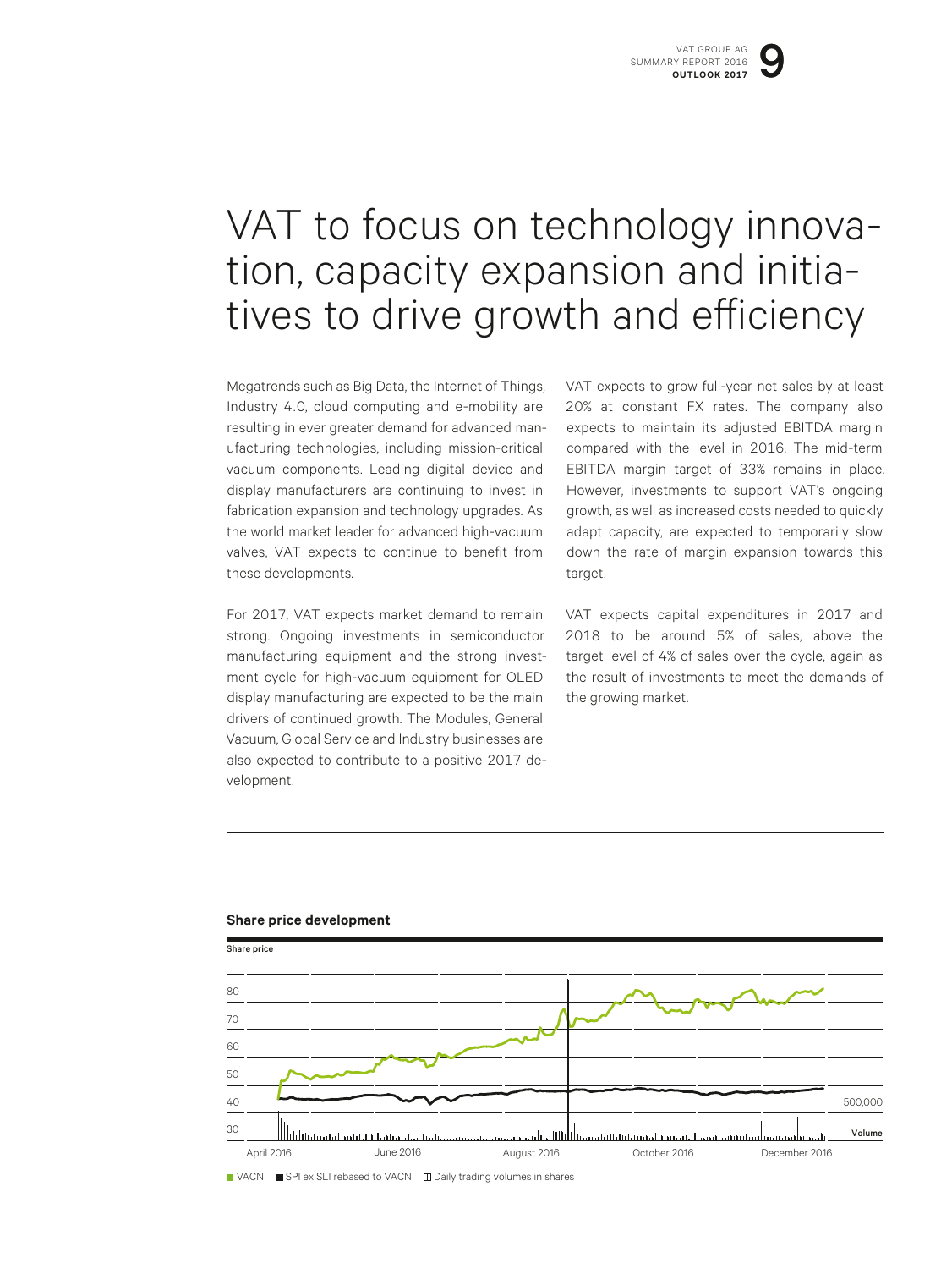# VAT to focus on technology innovation, capacity expansion and initiatives to drive growth and efficiency

Megatrends such as Big Data, the Internet of Things, Industry 4.0, cloud computing and e-mobility are resulting in ever greater demand for advanced manufacturing technologies, including mission-critical vacuum components. Leading digital device and display manufacturers are continuing to invest in fabrication expansion and technology upgrades. As the world market leader for advanced high-vacuum valves, VAT expects to continue to benefit from these developments.

For 2017, VAT expects market demand to remain strong. Ongoing investments in semiconductor manufacturing equipment and the strong investment cycle for high-vacuum equipment for OLED display manufacturing are expected to be the main drivers of continued growth. The Modules, General Vacuum, Global Service and Industry businesses are also expected to contribute to a positive 2017 development.

VAT expects to grow full-year net sales by at least 20% at constant FX rates. The company also expects to maintain its adjusted EBITDA margin compared with the level in 2016. The mid-term EBITDA margin target of 33% remains in place. However, investments to support VAT's ongoing growth, as well as increased costs needed to quickly adapt capacity, are expected to temporarily slow down the rate of margin expansion towards this target.

VAT expects capital expenditures in 2017 and 2018 to be around 5% of sales, above the target level of 4% of sales over the cycle, again as the result of investments to meet the demands of the growing market.

**Share price development**

Share price

80
70
60
50
40
30

500,000
Volume

April 2016 | June 2016 | August 2016 | October 2016 | December 2016

VACN ■ SPI ex SLI rebased to VACN ■ Daily trading volumes in shares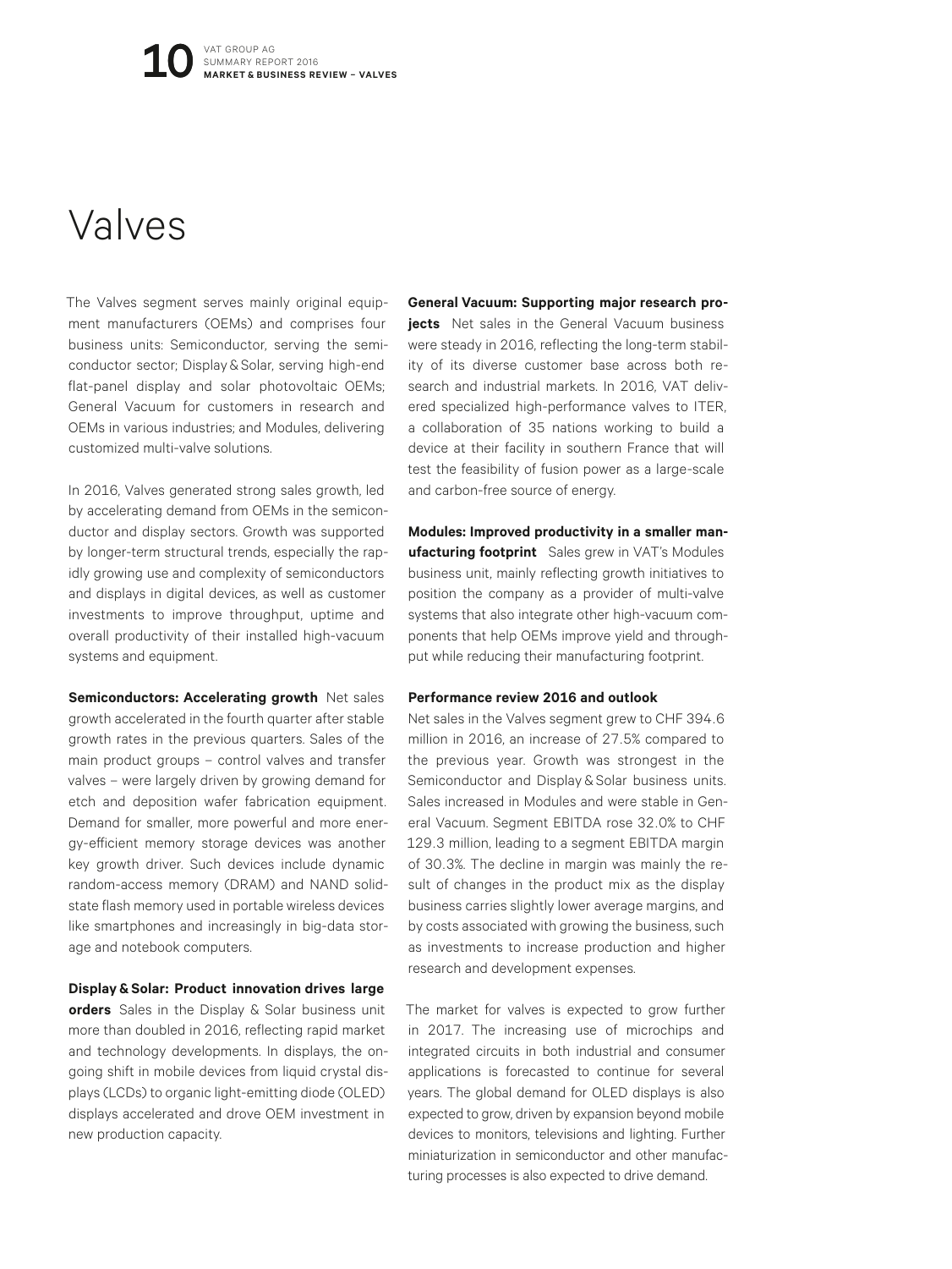# Valves

The Valves segment serves mainly original equipment manufacturers (OEMs) and comprises four business units: Semiconductor, serving the semiconductor sector; Display & Solar, serving high-end flat-panel display and solar photovoltaic OEMs; General Vacuum for customers in research and OEMs in various industries; and Modules, delivering customized multi-valve solutions.

In 2016, Valves generated strong sales growth, led by accelerating demand from OEMs in the semiconductor and display sectors. Growth was supported by longer-term structural trends, especially the rapidly growing use and complexity of semiconductors and displays in digital devices, as well as customer investments to improve throughput, uptime and overall productivity of their installed high-vacuum systems and equipment.

**Semiconductors: Accelerating growth** Net sales growth accelerated in the fourth quarter after stable growth rates in the previous quarters. Sales of the main product groups – control valves and transfer valves – were largely driven by growing demand for etch and deposition wafer fabrication equipment. Demand for smaller, more powerful and more energy-efficient memory storage devices was another key growth driver. Such devices include dynamic random-access memory (DRAM) and NAND solid-state flash memory used in portable wireless devices like smartphones and increasingly in big-data storage and notebook computers.

**Display & Solar: Product innovation drives large orders** Sales in the Display & Solar business unit more than doubled in 2016, reflecting rapid market and technology developments. In displays, the ongoing shift in mobile devices from liquid crystal displays (LCDs) to organic light-emitting diode (OLED) displays accelerated and drove OEM investment in new production capacity.

**General Vacuum: Supporting major research projects** Net sales in the General Vacuum business were steady in 2016, reflecting the long-term stability of its diverse customer base across both research and industrial markets. In 2016, VAT delivered specialized high-performance valves to ITER, a collaboration of 35 nations working to build a device at their facility in southern France that will test the feasibility of fusion power as a large-scale and carbon-free source of energy.

**Modules: Improved productivity in a smaller manufacturing footprint** Sales grew in VAT's Modules business unit, mainly reflecting growth initiatives to position the company as a provider of multi-valve systems that also integrate other high-vacuum components that help OEMs improve yield and throughput while reducing their manufacturing footprint.

**Performance review 2016 and outlook**

Net sales in the Valves segment grew to CHF 394.6 million in 2016, an increase of 27.5% compared to the previous year. Growth was strongest in the Semiconductor and Display & Solar business units. Sales increased in Modules and were stable in General Vacuum. Segment EBITDA rose 32.0% to CHF 129.3 million, leading to a segment EBITDA margin of 30.3%. The decline in margin was mainly the result of changes in the product mix as the display business carries slightly lower average margins, and by costs associated with growing the business, such as investments to increase production and higher research and development expenses.

The market for valves is expected to grow further in 2017. The increasing use of microchips and integrated circuits in both industrial and consumer applications is forecasted to continue for several years. The global demand for OLED displays is also expected to grow, driven by expansion beyond mobile devices to monitors, televisions and lighting. Further miniaturization in semiconductor and other manufacturing processes is also expected to drive demand.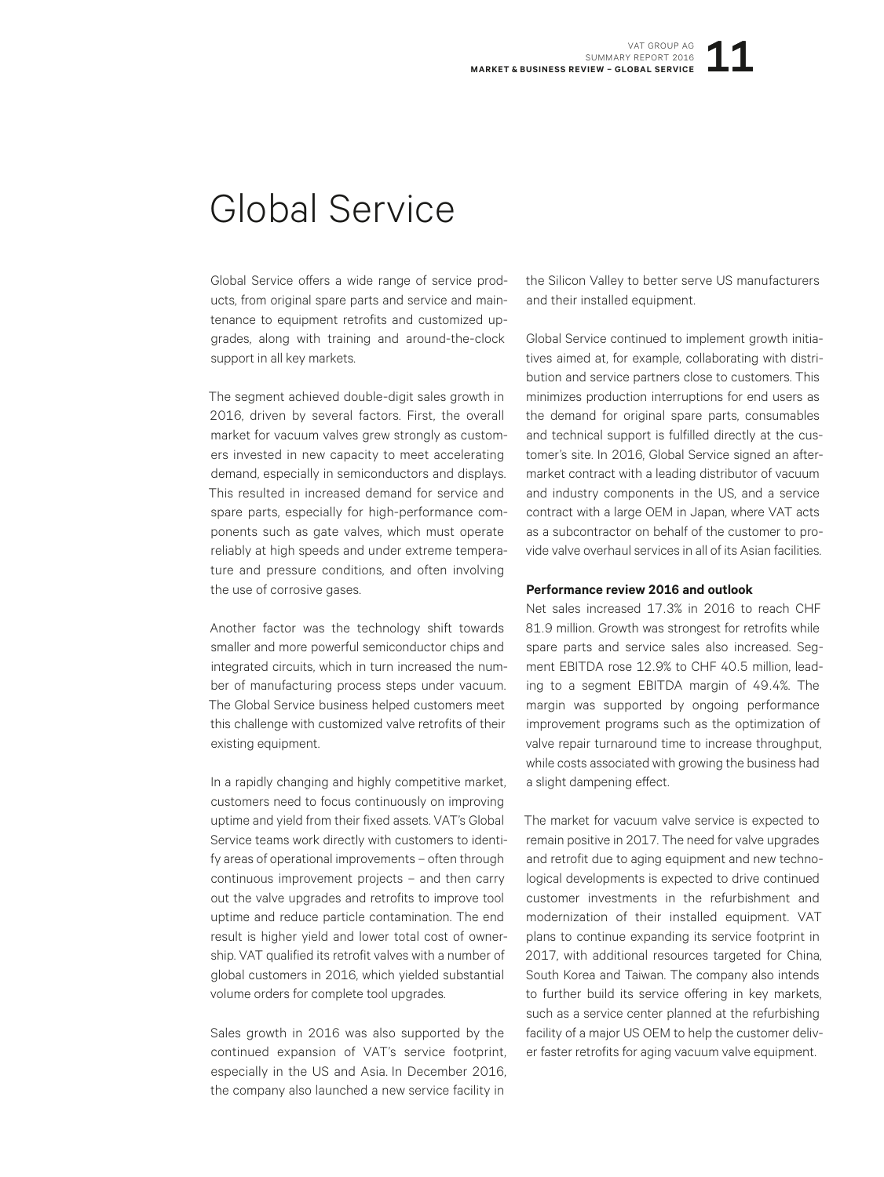# Global Service

Global Service offers a wide range of service products, from original spare parts and service and maintenance to equipment retrofits and customized upgrades, along with training and around-the-clock support in all key markets.

The segment achieved double-digit sales growth in 2016, driven by several factors. First, the overall market for vacuum valves grew strongly as customers invested in new capacity to meet accelerating demand, especially in semiconductors and displays. This resulted in increased demand for service and spare parts, especially for high-performance components such as gate valves, which must operate reliably at high speeds and under extreme temperature and pressure conditions, and often involving the use of corrosive gases.

Another factor was the technology shift towards smaller and more powerful semiconductor chips and integrated circuits, which in turn increased the number of manufacturing process steps under vacuum. The Global Service business helped customers meet this challenge with customized valve retrofits of their existing equipment.

In a rapidly changing and highly competitive market, customers need to focus continuously on improving uptime and yield from their fixed assets. VAT's Global Service teams work directly with customers to identify areas of operational improvements – often through continuous improvement projects – and then carry out the valve upgrades and retrofits to improve tool uptime and reduce particle contamination. The end result is higher yield and lower total cost of ownership. VAT qualified its retrofit valves with a number of global customers in 2016, which yielded substantial volume orders for complete tool upgrades.

Sales growth in 2016 was also supported by the continued expansion of VAT's service footprint, especially in the US and Asia. In December 2016, the company also launched a new service facility in the Silicon Valley to better serve US manufacturers and their installed equipment.

Global Service continued to implement growth initiatives aimed at, for example, collaborating with distribution and service partners close to customers. This minimizes production interruptions for end users as the demand for original spare parts, consumables and technical support is fulfilled directly at the customer's site. In 2016, Global Service signed an aftermarket contract with a leading distributor of vacuum and industry components in the US, and a service contract with a large OEM in Japan, where VAT acts as a subcontractor on behalf of the customer to provide valve overhaul services in all of its Asian facilities.

**Performance review 2016 and outlook**

Net sales increased 17.3% in 2016 to reach CHF 81.9 million. Growth was strongest for retrofits while spare parts and service sales also increased. Segment EBITDA rose 12.9% to CHF 40.5 million, leading to a segment EBITDA margin of 49.4%. The margin was supported by ongoing performance improvement programs such as the optimization of valve repair turnaround time to increase throughput, while costs associated with growing the business had a slight dampening effect.

The market for vacuum valve service is expected to remain positive in 2017. The need for valve upgrades and retrofit due to aging equipment and new technological developments is expected to drive continued customer investments in the refurbishment and modernization of their installed equipment. VAT plans to continue expanding its service footprint in 2017, with additional resources targeted for China, South Korea and Taiwan. The company also intends to further build its service offering in key markets, such as a service center planned at the refurbishing facility of a major US OEM to help the customer deliver faster retrofits for aging vacuum valve equipment.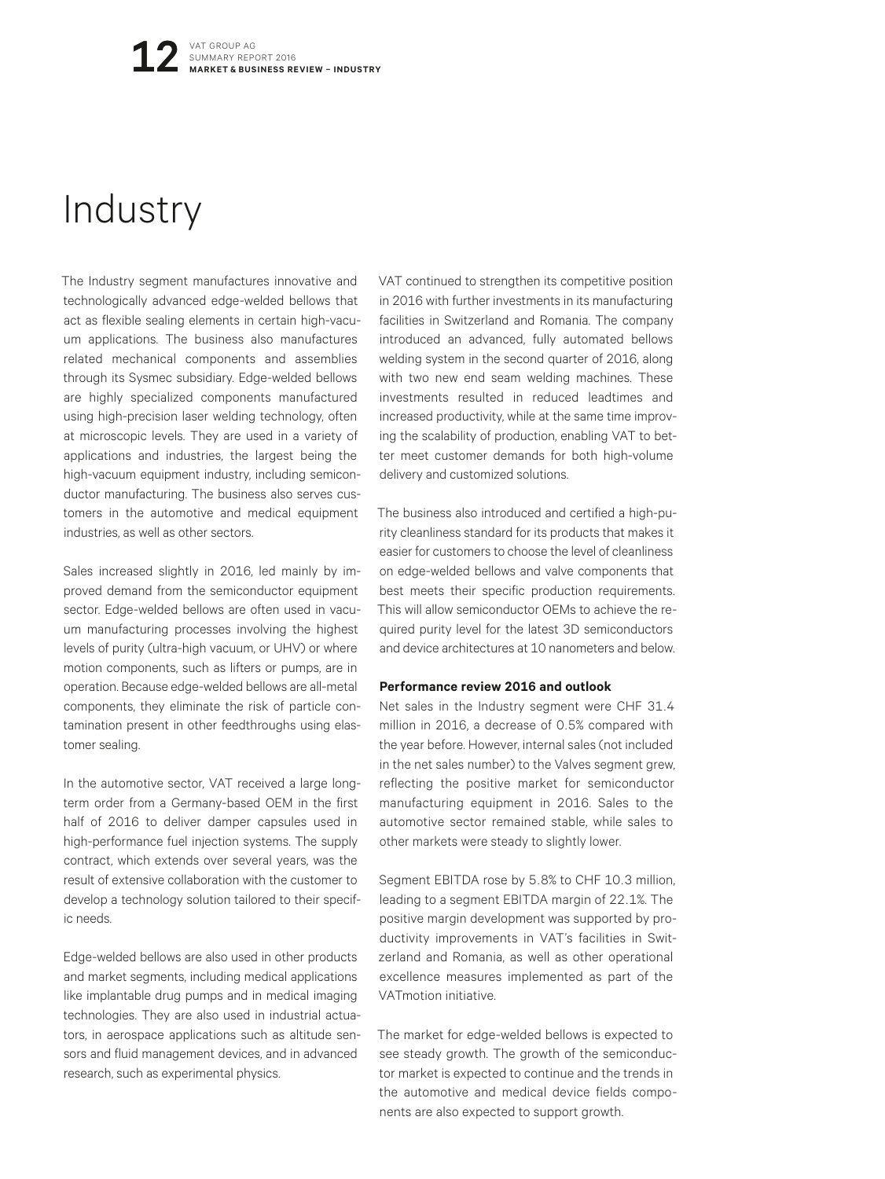# Industry

The Industry segment manufactures innovative and technologically advanced edge-welded bellows that act as flexible sealing elements in certain high-vacuum applications. The business also manufactures related mechanical components and assemblies through its Sysmec subsidiary. Edge-welded bellows are highly specialized components manufactured using high-precision laser welding technology, often at microscopic levels. They are used in a variety of applications and industries, the largest being the high-vacuum equipment industry, including semiconductor manufacturing. The business also serves customers in the automotive and medical equipment industries, as well as other sectors.

Sales increased slightly in 2016, led mainly by improved demand from the semiconductor equipment sector. Edge-welded bellows are often used in vacuum manufacturing processes involving the highest levels of purity (ultra-high vacuum, or UHV) or where motion components, such as lifters or pumps, are in operation. Because edge-welded bellows are all-metal components, they eliminate the risk of particle contamination present in other feedthroughs using elastomer sealing.

In the automotive sector, VAT received a large long-term order from a Germany-based OEM in the first half of 2016 to deliver damper capsules used in high-performance fuel injection systems. The supply contract, which extends over several years, was the result of extensive collaboration with the customer to develop a technology solution tailored to their specific needs.

Edge-welded bellows are also used in other products and market segments, including medical applications like implantable drug pumps and in medical imaging technologies. They are also used in industrial actuators, in aerospace applications such as altitude sensors and fluid management devices, and in advanced research, such as experimental physics.

VAT continued to strengthen its competitive position in 2016 with further investments in its manufacturing facilities in Switzerland and Romania. The company introduced an advanced, fully automated bellows welding system in the second quarter of 2016, along with two new end seam welding machines. These investments resulted in reduced leadtimes and increased productivity, while at the same time improving the scalability of production, enabling VAT to better meet customer demands for both high-volume delivery and customized solutions.

The business also introduced and certified a high-purity cleanliness standard for its products that makes it easier for customers to choose the level of cleanliness on edge-welded bellows and valve components that best meets their specific production requirements. This will allow semiconductor OEMs to achieve the required purity level for the latest 3D semiconductors and device architectures at 10 nanometers and below.

**Performance review 2016 and outlook**

Net sales in the Industry segment were CHF 31.4 million in 2016, a decrease of 0.5% compared with the year before. However, internal sales (not included in the net sales number) to the Valves segment grew, reflecting the positive market for semiconductor manufacturing equipment in 2016. Sales to the automotive sector remained stable, while sales to other markets were steady to slightly lower.

Segment EBITDA rose by 5.8% to CHF 10.3 million, leading to a segment EBITDA margin of 22.1%. The positive margin development was supported by productivity improvements in VAT's facilities in Switzerland and Romania, as well as other operational excellence measures implemented as part of the VATmotion initiative.

The market for edge-welded bellows is expected to see steady growth. The growth of the semiconductor market is expected to continue and the trends in the automotive and medical device fields components are also expected to support growth.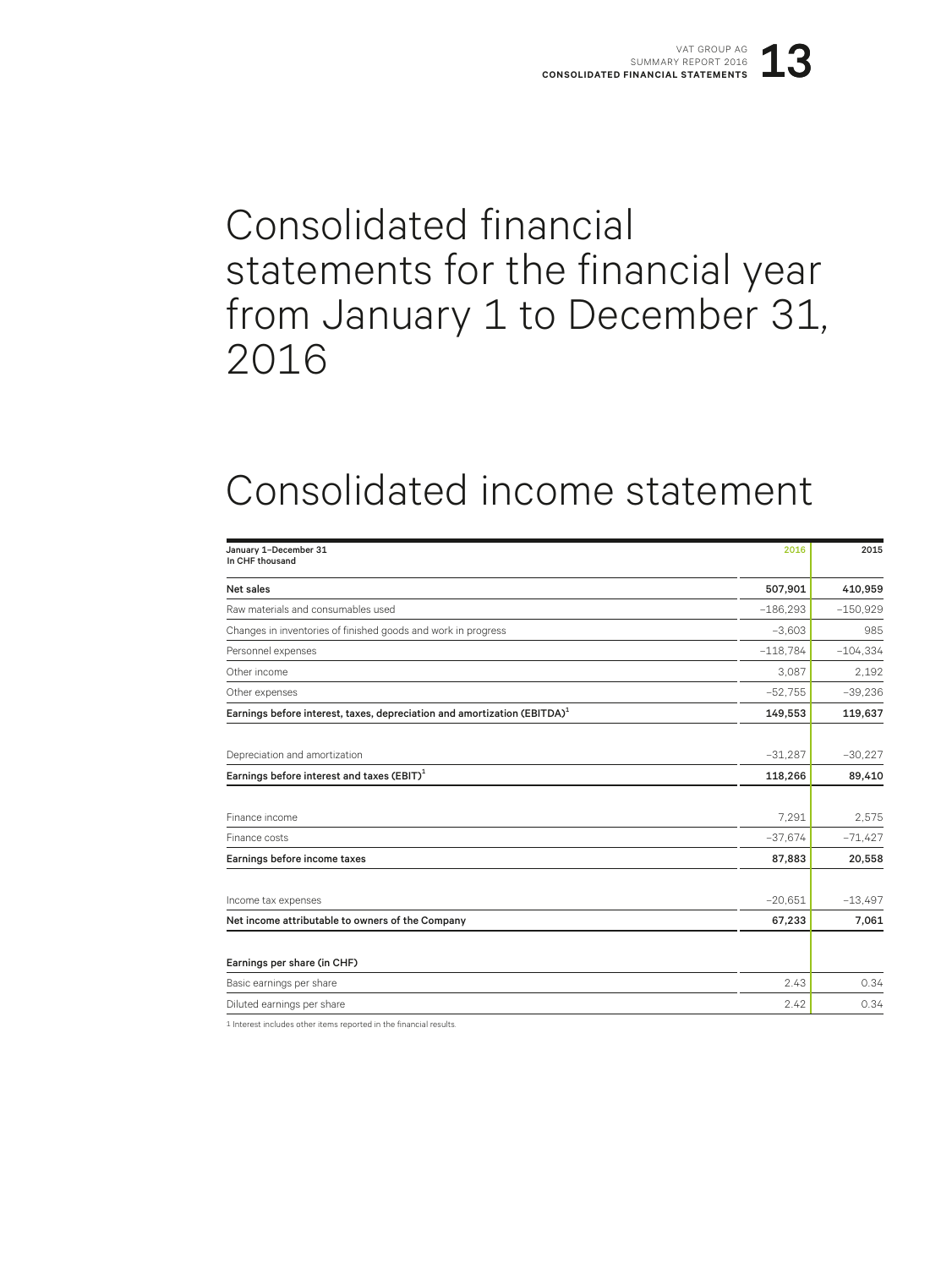# Consolidated financial statements for the financial year from January 1 to December 31, 2016

## Consolidated income statement

| January 1–December 31<br>In CHF thousand | 2016 | 2015 |
|---|---|---|
| **Net sales** | **507,901** | **410,959** |
| Raw materials and consumables used | –186,293 | –150,929 |
| Changes in inventories of finished goods and work in progress | –3,603 | 985 |
| Personnel expenses | –118,784 | –104,334 |
| Other income | 3,087 | 2,192 |
| Other expenses | –52,755 | –39,236 |
| **Earnings before interest, taxes, depreciation and amortization (EBITDA)[1]** | **149,553** | **119,637** |
| | | |
| Depreciation and amortization | –31,287 | –30,227 |
| **Earnings before interest and taxes (EBIT)[1]** | **118,266** | **89,410** |
| | | |
| Finance income | 7,291 | 2,575 |
| Finance costs | –37,674 | –71,427 |
| **Earnings before income taxes** | **87,883** | **20,558** |
| | | |
| Income tax expenses | –20,651 | –13,497 |
| **Net income attributable to owners of the Company** | **67,233** | **7,061** |
| | | |
| **Earnings per share (in CHF)** | | |
| Basic earnings per share | 2.43 | 0.34 |
| Diluted earnings per share | 2.42 | 0.34 |

1 Interest includes other items reported in the financial results.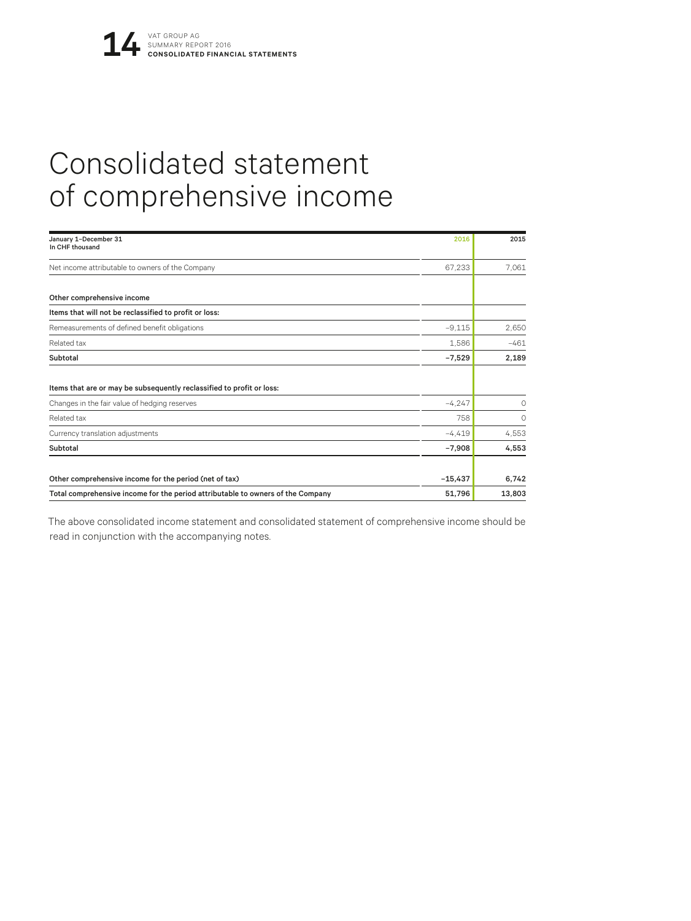# Consolidated statement of comprehensive income

| January 1–December 31<br>In CHF thousand | 2016 | 2015 |
|---|---|---|
| Net income attributable to owners of the Company | 67,233 | 7,061 |
| **Other comprehensive income** | | |
| **Items that will not be reclassified to profit or loss:** | | |
| Remeasurements of defined benefit obligations | −9,115 | 2,650 |
| Related tax | 1,586 | −461 |
| **Subtotal** | **−7,529** | **2,189** |
| **Items that are or may be subsequently reclassified to profit or loss:** | | |
| Changes in the fair value of hedging reserves | −4,247 | 0 |
| Related tax | 758 | 0 |
| Currency translation adjustments | −4,419 | 4,553 |
| **Subtotal** | **−7,908** | **4,553** |
| **Other comprehensive income for the period (net of tax)** | **−15,437** | **6,742** |
| **Total comprehensive income for the period attributable to owners of the Company** | **51,796** | **13,803** |

The above consolidated income statement and consolidated statement of comprehensive income should be read in conjunction with the accompanying notes.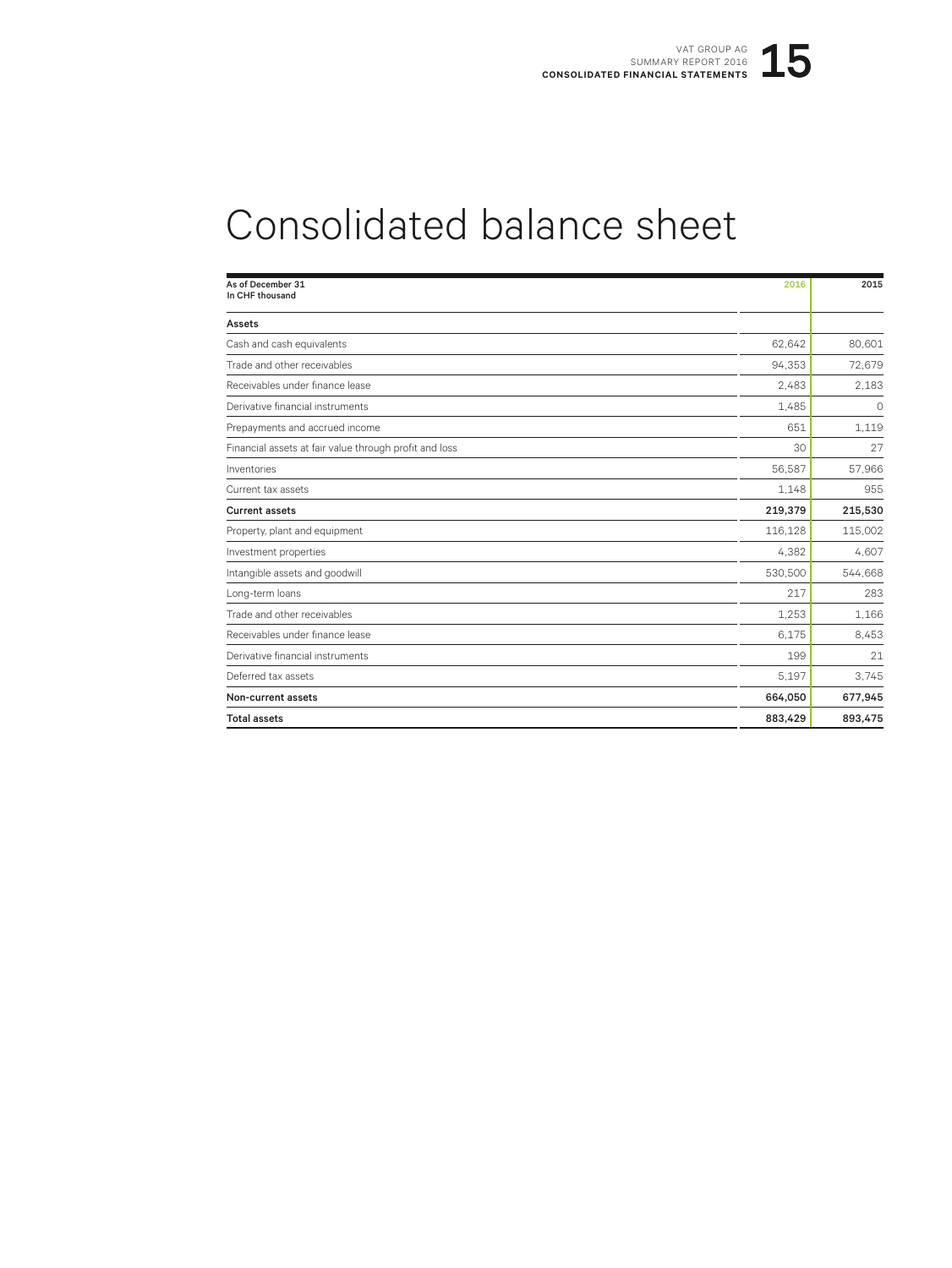# Consolidated balance sheet

| As of December 31<br>In CHF thousand | 2016 | 2015 |
|---|---|---|
| **Assets** | | |
| Cash and cash equivalents | 62,642 | 80,601 |
| Trade and other receivables | 94,353 | 72,679 |
| Receivables under finance lease | 2,483 | 2,183 |
| Derivative financial instruments | 1,485 | 0 |
| Prepayments and accrued income | 651 | 1,119 |
| Financial assets at fair value through profit and loss | 30 | 27 |
| Inventories | 56,587 | 57,966 |
| Current tax assets | 1,148 | 955 |
| **Current assets** | **219,379** | **215,530** |
| Property, plant and equipment | 116,128 | 115,002 |
| Investment properties | 4,382 | 4,607 |
| Intangible assets and goodwill | 530,500 | 544,668 |
| Long-term loans | 217 | 283 |
| Trade and other receivables | 1,253 | 1,166 |
| Receivables under finance lease | 6,175 | 8,453 |
| Derivative financial instruments | 199 | 21 |
| Deferred tax assets | 5,197 | 3,745 |
| **Non-current assets** | **664,050** | **677,945** |
| **Total assets** | **883,429** | **893,475** |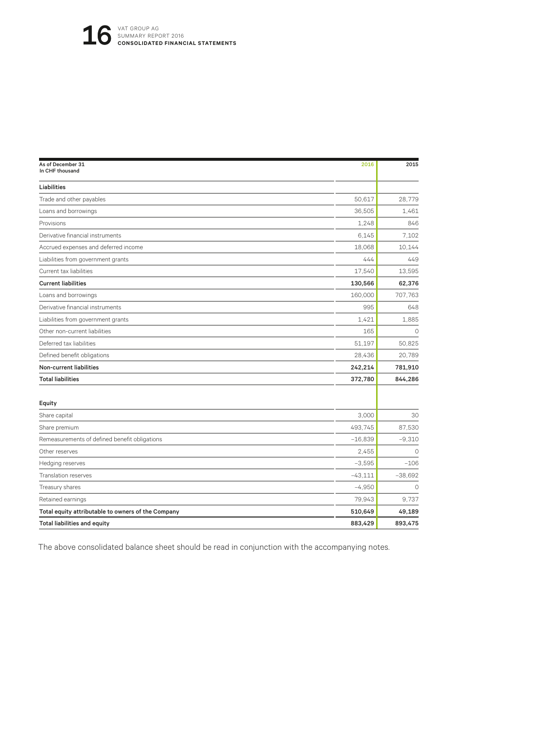| As of December 31<br>In CHF thousand | 2016 | 2015 |
|---|---|---|
| **Liabilities** | | |
| Trade and other payables | 50,617 | 28,779 |
| Loans and borrowings | 36,505 | 1,461 |
| Provisions | 1,248 | 846 |
| Derivative financial instruments | 6,145 | 7,102 |
| Accrued expenses and deferred income | 18,068 | 10,144 |
| Liabilities from government grants | 444 | 449 |
| Current tax liabilities | 17,540 | 13,595 |
| **Current liabilities** | **130,566** | **62,376** |
| Loans and borrowings | 160,000 | 707,763 |
| Derivative financial instruments | 995 | 648 |
| Liabilities from government grants | 1,421 | 1,885 |
| Other non-current liabilities | 165 | 0 |
| Deferred tax liabilities | 51,197 | 50,825 |
| Defined benefit obligations | 28,436 | 20,789 |
| **Non-current liabilities** | **242,214** | **781,910** |
| **Total liabilities** | **372,780** | **844,286** |
| | | |
| **Equity** | | |
| Share capital | 3,000 | 30 |
| Share premium | 493,745 | 87,530 |
| Remeasurements of defined benefit obligations | −16,839 | −9,310 |
| Other reserves | 2,455 | 0 |
| Hedging reserves | −3,595 | −106 |
| Translation reserves | −43,111 | −38,692 |
| Treasury shares | −4,950 | 0 |
| Retained earnings | 79,943 | 9,737 |
| **Total equity attributable to owners of the Company** | **510,649** | **49,189** |
| **Total liabilities and equity** | **883,429** | **893,475** |

The above consolidated balance sheet should be read in conjunction with the accompanying notes.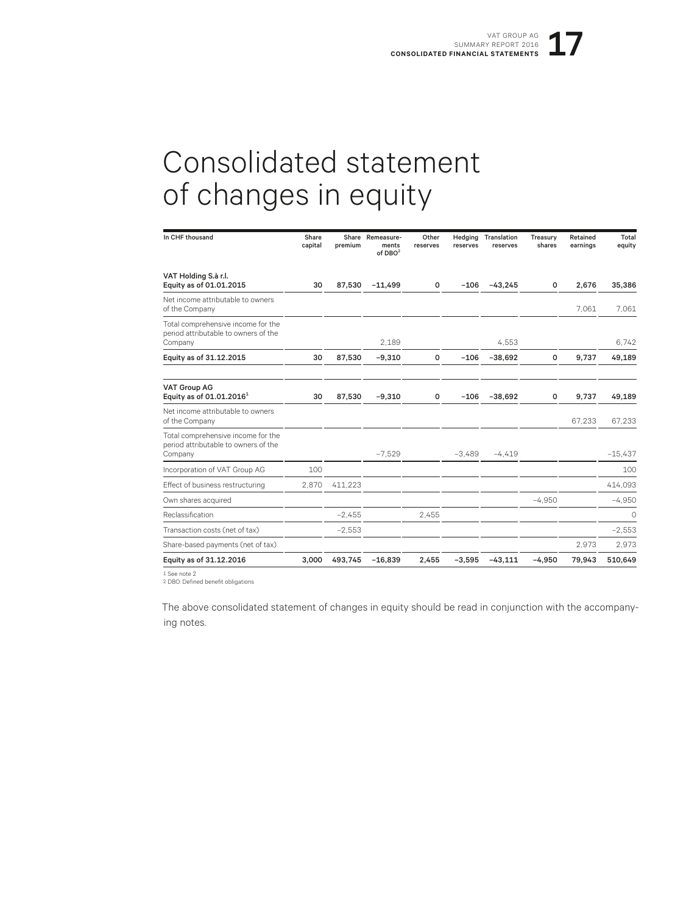# Consolidated statement of changes in equity

| In CHF thousand | Share capital | Share premium | Remeasurements of DBO[2] | Other reserves | Hedging reserves | Translation reserves | Treasury shares | Retained earnings | Total equity |
|---|---|---|---|---|---|---|---|---|---|
| **VAT Holding S.à r.l.**<br>**Equity as of 01.01.2015** | **30** | **87,530** | **−11,499** | **0** | **−106** | **−43,245** | **0** | **2,676** | **35,386** |
| Net income attributable to owners of the Company | | | | | | | | 7,061 | 7,061 |
| Total comprehensive income for the period attributable to owners of the Company | | | 2,189 | | | 4,553 | | | 6,742 |
| **Equity as of 31.12.2015** | **30** | **87,530** | **−9,310** | **0** | **−106** | **−38,692** | **0** | **9,737** | **49,189** |
| **VAT Group AG**<br>**Equity as of 01.01.2016[1]** | **30** | **87,530** | **−9,310** | **0** | **−106** | **−38,692** | **0** | **9,737** | **49,189** |
| Net income attributable to owners of the Company | | | | | | | | 67,233 | 67,233 |
| Total comprehensive income for the period attributable to owners of the Company | | | −7,529 | | −3,489 | −4,419 | | | −15,437 |
| Incorporation of VAT Group AG | 100 | | | | | | | | 100 |
| Effect of business restructuring | 2,870 | 411,223 | | | | | | | 414,093 |
| Own shares acquired | | | | | | | −4,950 | | −4,950 |
| Reclassification | | −2,455 | | 2,455 | | | | | 0 |
| Transaction costs (net of tax) | | −2,553 | | | | | | | −2,553 |
| Share-based payments (net of tax) | | | | | | | | 2,973 | 2,973 |
| **Equity as of 31.12.2016** | **3,000** | **493,745** | **−16,839** | **2,455** | **−3,595** | **−43,111** | **−4,950** | **79,943** | **510,649** |

1 See note 2
2 DBO: Defined benefit obligations

The above consolidated statement of changes in equity should be read in conjunction with the accompanying notes.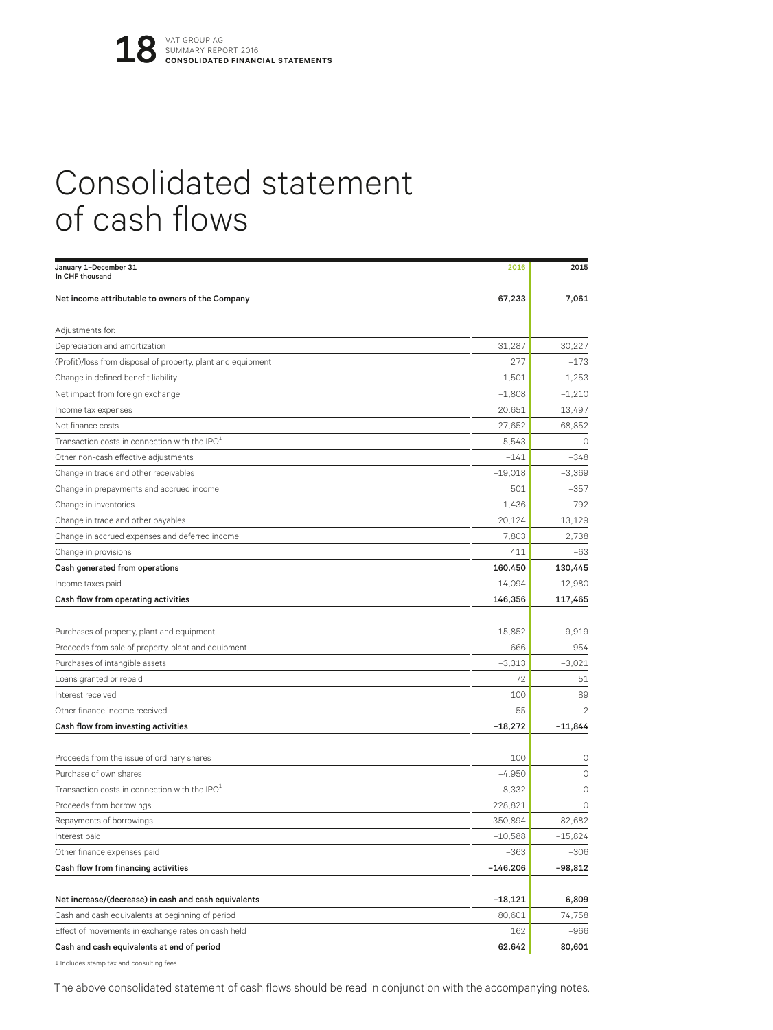# Consolidated statement of cash flows

| January 1–December 31<br>In CHF thousand | 2016 | 2015 |
|---|---|---|
| **Net income attributable to owners of the Company** | **67,233** | **7,061** |
| | | |
| Adjustments for: | | |
| Depreciation and amortization | 31,287 | 30,227 |
| (Profit)/loss from disposal of property, plant and equipment | 277 | –173 |
| Change in defined benefit liability | –1,501 | 1,253 |
| Net impact from foreign exchange | –1,808 | –1,210 |
| Income tax expenses | 20,651 | 13,497 |
| Net finance costs | 27,652 | 68,852 |
| Transaction costs in connection with the IPO[1] | 5,543 | 0 |
| Other non-cash effective adjustments | –141 | –348 |
| Change in trade and other receivables | –19,018 | –3,369 |
| Change in prepayments and accrued income | 501 | –357 |
| Change in inventories | 1,436 | –792 |
| Change in trade and other payables | 20,124 | 13,129 |
| Change in accrued expenses and deferred income | 7,803 | 2,738 |
| Change in provisions | 411 | –63 |
| **Cash generated from operations** | **160,450** | **130,445** |
| Income taxes paid | –14,094 | –12,980 |
| **Cash flow from operating activities** | **146,356** | **117,465** |
| | | |
| Purchases of property, plant and equipment | –15,852 | –9,919 |
| Proceeds from sale of property, plant and equipment | 666 | 954 |
| Purchases of intangible assets | –3,313 | –3,021 |
| Loans granted or repaid | 72 | 51 |
| Interest received | 100 | 89 |
| Other finance income received | 55 | 2 |
| **Cash flow from investing activities** | **–18,272** | **–11,844** |
| | | |
| Proceeds from the issue of ordinary shares | 100 | 0 |
| Purchase of own shares | –4,950 | 0 |
| Transaction costs in connection with the IPO[1] | –8,332 | 0 |
| Proceeds from borrowings | 228,821 | 0 |
| Repayments of borrowings | –350,894 | –82,682 |
| Interest paid | –10,588 | –15,824 |
| Other finance expenses paid | –363 | –306 |
| **Cash flow from financing activities** | **–146,206** | **–98,812** |
| | | |
| **Net increase/(decrease) in cash and cash equivalents** | **–18,121** | **6,809** |
| Cash and cash equivalents at beginning of period | 80,601 | 74,758 |
| Effect of movements in exchange rates on cash held | 162 | –966 |
| **Cash and cash equivalents at end of period** | **62,642** | **80,601** |

[1] Includes stamp tax and consulting fees

The above consolidated statement of cash flows should be read in conjunction with the accompanying notes.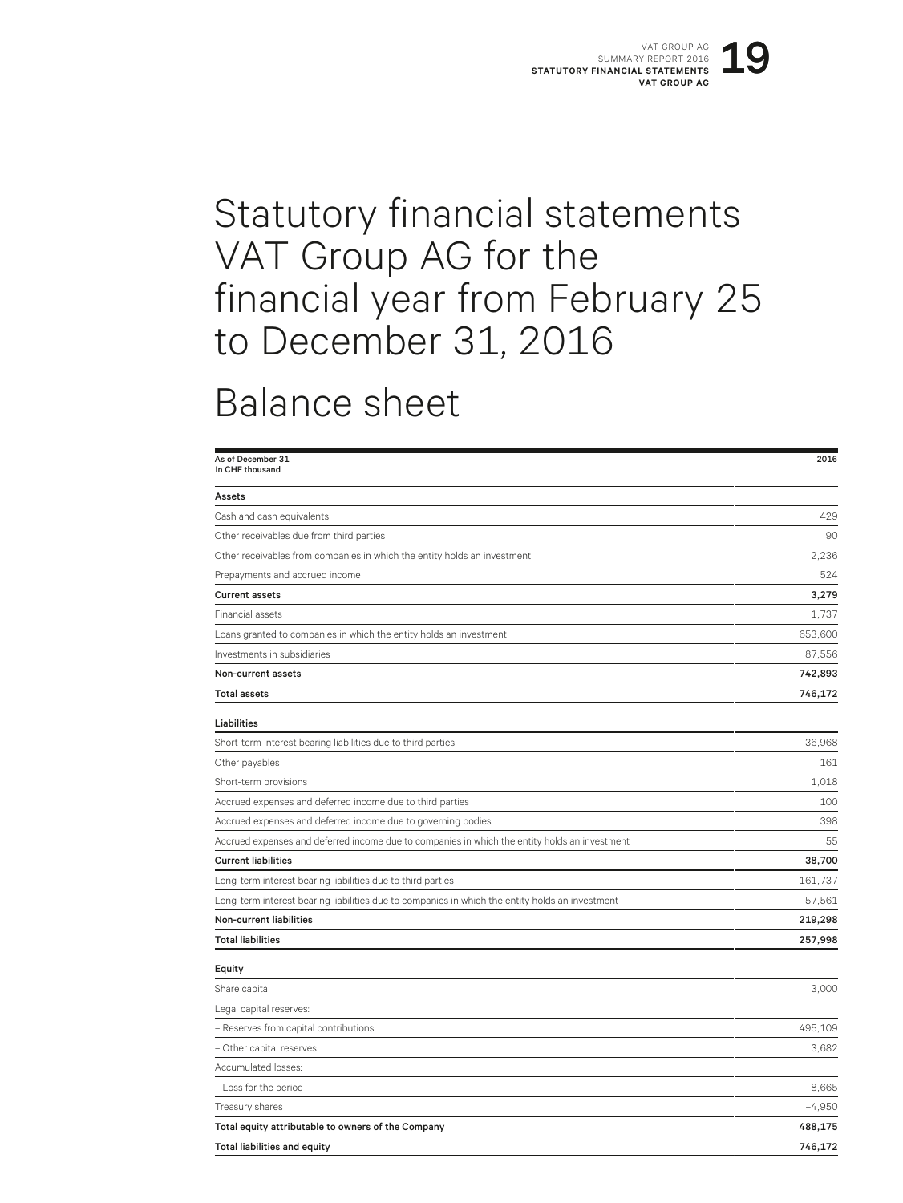# Statutory financial statements VAT Group AG for the financial year from February 25 to December 31, 2016

## Balance sheet

| As of December 31<br>In CHF thousand | 2016 |
|---|---|
| **Assets** | |
| Cash and cash equivalents | 429 |
| Other receivables due from third parties | 90 |
| Other receivables from companies in which the entity holds an investment | 2,236 |
| Prepayments and accrued income | 524 |
| **Current assets** | **3,279** |
| Financial assets | 1,737 |
| Loans granted to companies in which the entity holds an investment | 653,600 |
| Investments in subsidiaries | 87,556 |
| **Non-current assets** | **742,893** |
| **Total assets** | **746,172** |
| **Liabilities** | |
| Short-term interest bearing liabilities due to third parties | 36,968 |
| Other payables | 161 |
| Short-term provisions | 1,018 |
| Accrued expenses and deferred income due to third parties | 100 |
| Accrued expenses and deferred income due to governing bodies | 398 |
| Accrued expenses and deferred income due to companies in which the entity holds an investment | 55 |
| **Current liabilities** | **38,700** |
| Long-term interest bearing liabilities due to third parties | 161,737 |
| Long-term interest bearing liabilities due to companies in which the entity holds an investment | 57,561 |
| **Non-current liabilities** | **219,298** |
| **Total liabilities** | **257,998** |
| **Equity** | |
| Share capital | 3,000 |
| Legal capital reserves: | |
| – Reserves from capital contributions | 495,109 |
| – Other capital reserves | 3,682 |
| Accumulated losses: | |
| – Loss for the period | –8,665 |
| Treasury shares | –4,950 |
| **Total equity attributable to owners of the Company** | **488,175** |
| **Total liabilities and equity** | **746,172** |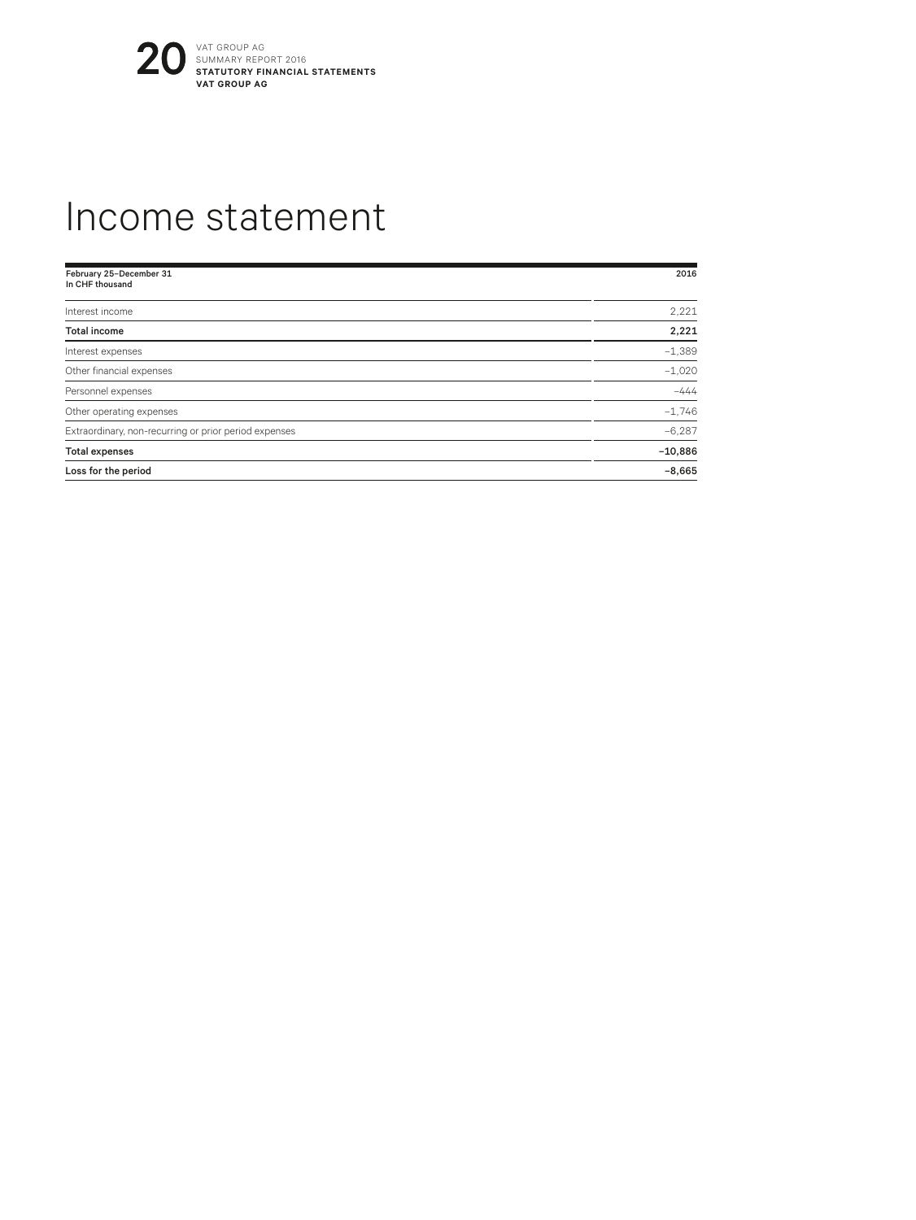# Income statement

| February 25–December 31<br>In CHF thousand | 2016 |
|---|---|
| Interest income | 2,221 |
| **Total income** | **2,221** |
| Interest expenses | –1,389 |
| Other financial expenses | –1,020 |
| Personnel expenses | –444 |
| Other operating expenses | –1,746 |
| Extraordinary, non-recurring or prior period expenses | –6,287 |
| **Total expenses** | **–10,886** |
| **Loss for the period** | **–8,665** |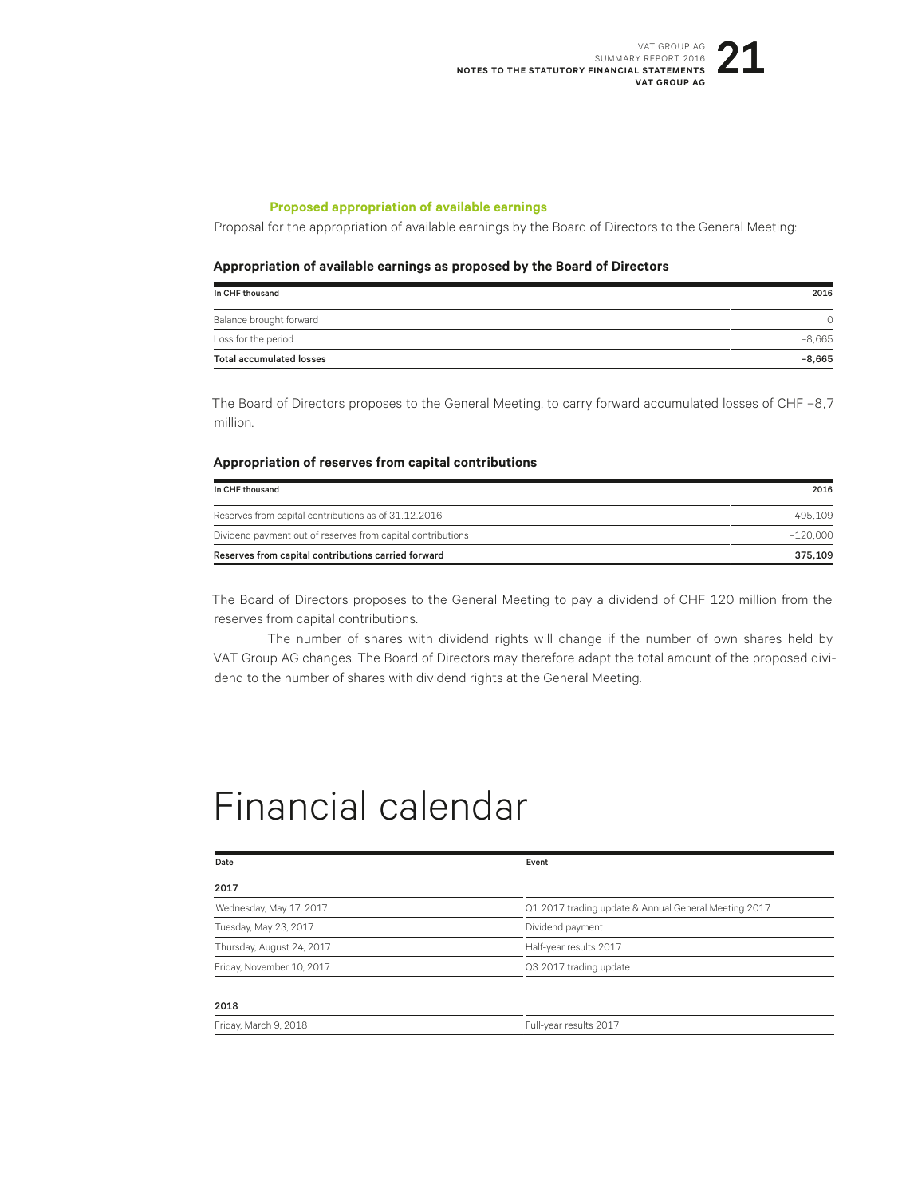### Proposed appropriation of available earnings

Proposal for the appropriation of available earnings by the Board of Directors to the General Meeting:

**Appropriation of available earnings as proposed by the Board of Directors**

| In CHF thousand | 2016 |
|---|---|
| Balance brought forward | 0 |
| Loss for the period | –8,665 |
| **Total accumulated losses** | **–8,665** |

The Board of Directors proposes to the General Meeting, to carry forward accumulated losses of CHF –8,7 million.

**Appropriation of reserves from capital contributions**

| In CHF thousand | 2016 |
|---|---|
| Reserves from capital contributions as of 31.12.2016 | 495,109 |
| Dividend payment out of reserves from capital contributions | –120,000 |
| **Reserves from capital contributions carried forward** | **375,109** |

The Board of Directors proposes to the General Meeting to pay a dividend of CHF 120 million from the reserves from capital contributions.

The number of shares with dividend rights will change if the number of own shares held by VAT Group AG changes. The Board of Directors may therefore adapt the total amount of the proposed dividend to the number of shares with dividend rights at the General Meeting.

# Financial calendar

| Date | Event |
|---|---|
| **2017** | |
| Wednesday, May 17, 2017 | Q1 2017 trading update & Annual General Meeting 2017 |
| Tuesday, May 23, 2017 | Dividend payment |
| Thursday, August 24, 2017 | Half-year results 2017 |
| Friday, November 10, 2017 | Q3 2017 trading update |
| **2018** | |
| Friday, March 9, 2018 | Full-year results 2017 |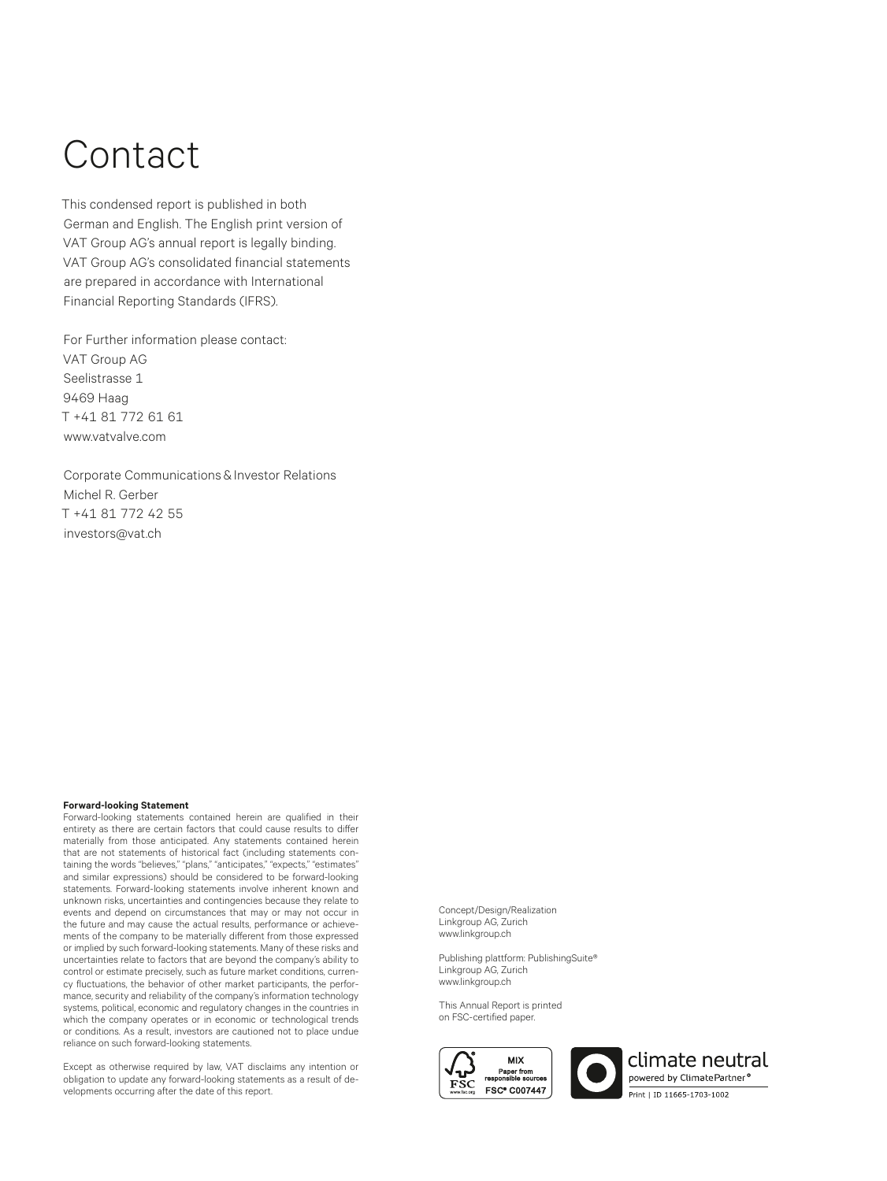# Contact

This condensed report is published in both German and English. The English print version of VAT Group AG's annual report is legally binding. VAT Group AG's consolidated financial statements are prepared in accordance with International Financial Reporting Standards (IFRS).

For Further information please contact:
VAT Group AG
Seelistrasse 1
9469 Haag
T +41 81 772 61 61
www.vatvalve.com

Corporate Communications & Investor Relations
Michel R. Gerber
T +41 81 772 42 55
investors@vat.ch

**Forward-looking Statement**
Forward-looking statements contained herein are qualified in their entirety as there are certain factors that could cause results to differ materially from those anticipated. Any statements contained herein that are not statements of historical fact (including statements containing the words "believes," "plans," "anticipates," "expects," "estimates" and similar expressions) should be considered to be forward-looking statements. Forward-looking statements involve inherent known and unknown risks, uncertainties and contingencies because they relate to events and depend on circumstances that may or may not occur in the future and may cause the actual results, performance or achievements of the company to be materially different from those expressed or implied by such forward-looking statements. Many of these risks and uncertainties relate to factors that are beyond the company's ability to control or estimate precisely, such as future market conditions, currency fluctuations, the behavior of other market participants, the performance, security and reliability of the company's information technology systems, political, economic and regulatory changes in the countries in which the company operates or in economic or technological trends or conditions. As a result, investors are cautioned not to place undue reliance on such forward-looking statements.

Except as otherwise required by law, VAT disclaims any intention or obligation to update any forward-looking statements as a result of developments occurring after the date of this report.

Concept/Design/Realization
Linkgroup AG, Zurich
www.linkgroup.ch

Publishing plattform: PublishingSuite®
Linkgroup AG, Zurich
www.linkgroup.ch

This Annual Report is printed on FSC-certified paper.

MIX
Paper from responsible sources
FSC® C007447
www.fsc.org

climate neutral
powered by ClimatePartner®
Print | ID 11665-1703-1002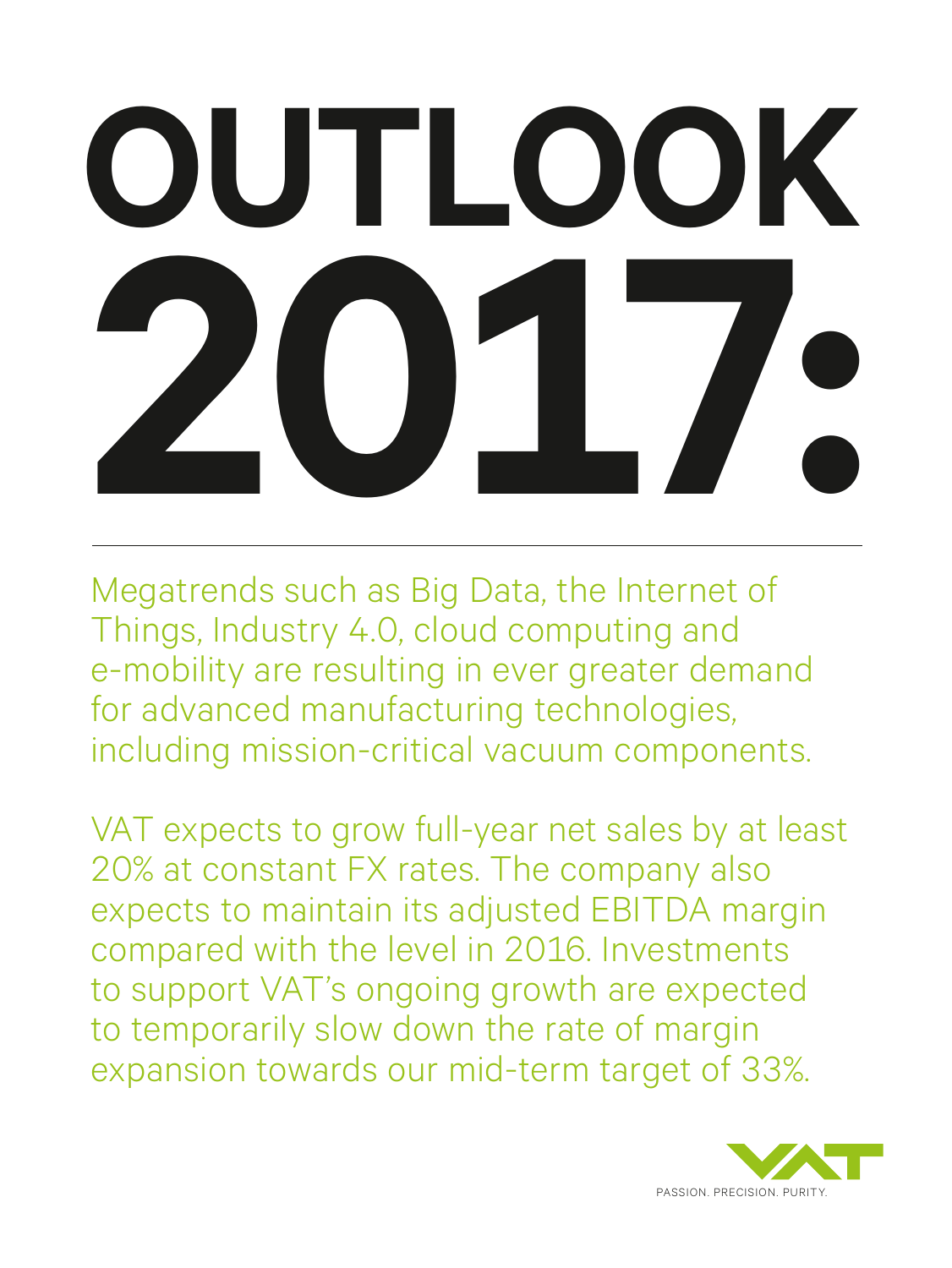# OUTLOOK 2017:

Megatrends such as Big Data, the Internet of Things, Industry 4.0, cloud computing and e-mobility are resulting in ever greater demand for advanced manufacturing technologies, including mission-critical vacuum components.

VAT expects to grow full-year net sales by at least 20% at constant FX rates. The company also expects to maintain its adjusted EBITDA margin compared with the level in 2016. Investments to support VAT's ongoing growth are expected to temporarily slow down the rate of margin expansion towards our mid-term target of 33%.

VAT

PASSION. PRECISION. PURITY.